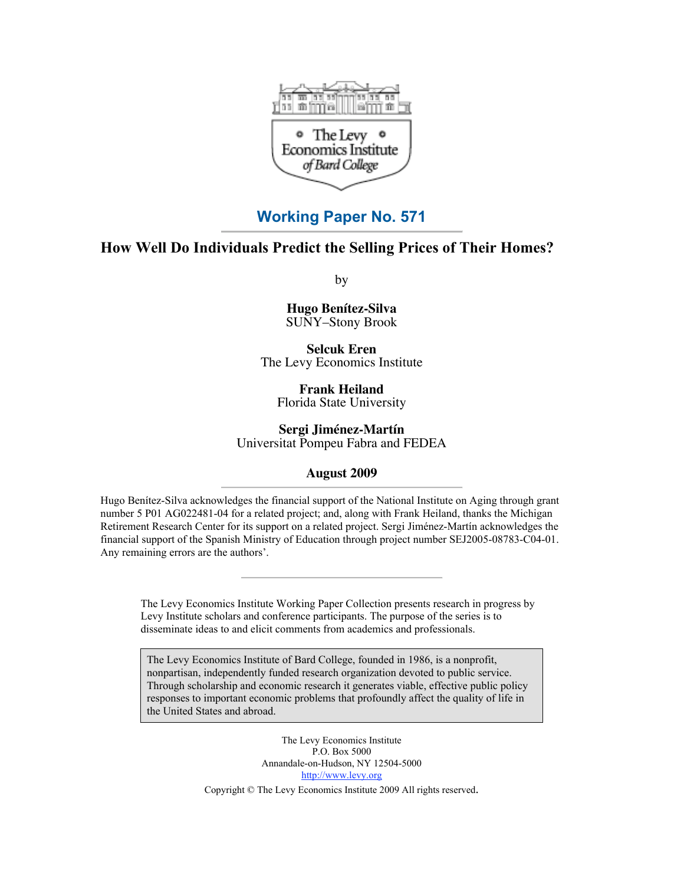**Working Paper No. 571**

# How Well Do Individuals Predict the Selling Prices of Their Homes?

by

**Hugo Benítez-Silva**
SUNY–Stony Brook

**Selcuk Eren**
The Levy Economics Institute

**Frank Heiland**
Florida State University

**Sergi Jiménez-Martín**
Universitat Pompeu Fabra and FEDEA

**August 2009**

Hugo Benítez-Silva acknowledges the financial support of the National Institute on Aging through grant number 5 P01 AG022481-04 for a related project; and, along with Frank Heiland, thanks the Michigan Retirement Research Center for its support on a related project. Sergi Jiménez-Martín acknowledges the financial support of the Spanish Ministry of Education through project number SEJ2005-08783-C04-01. Any remaining errors are the authors'.

The Levy Economics Institute Working Paper Collection presents research in progress by Levy Institute scholars and conference participants. The purpose of the series is to disseminate ideas to and elicit comments from academics and professionals.

The Levy Economics Institute of Bard College, founded in 1986, is a nonprofit, nonpartisan, independently funded research organization devoted to public service. Through scholarship and economic research it generates viable, effective public policy responses to important economic problems that profoundly affect the quality of life in the United States and abroad.

The Levy Economics Institute
P.O. Box 5000
Annandale-on-Hudson, NY 12504-5000
http://www.levy.org

Copyright © The Levy Economics Institute 2009 All rights reserved.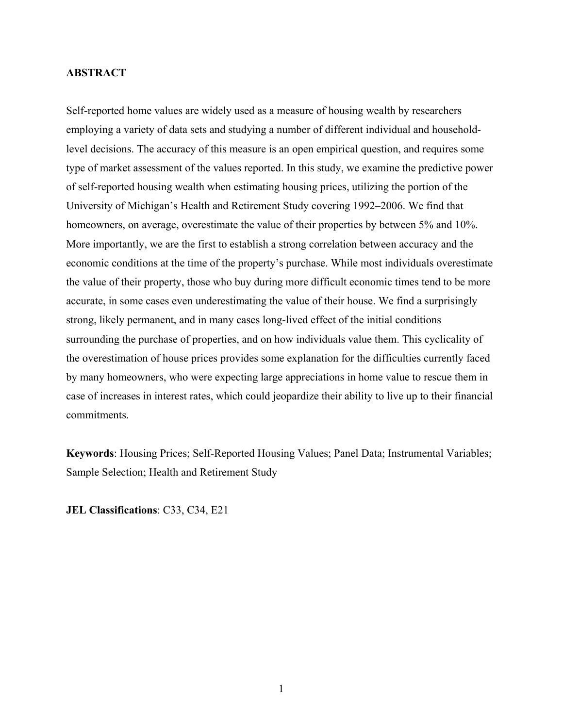## ABSTRACT

Self-reported home values are widely used as a measure of housing wealth by researchers employing a variety of data sets and studying a number of different individual and household-level decisions. The accuracy of this measure is an open empirical question, and requires some type of market assessment of the values reported. In this study, we examine the predictive power of self-reported housing wealth when estimating housing prices, utilizing the portion of the University of Michigan's Health and Retirement Study covering 1992–2006. We find that homeowners, on average, overestimate the value of their properties by between 5% and 10%. More importantly, we are the first to establish a strong correlation between accuracy and the economic conditions at the time of the property's purchase. While most individuals overestimate the value of their property, those who buy during more difficult economic times tend to be more accurate, in some cases even underestimating the value of their house. We find a surprisingly strong, likely permanent, and in many cases long-lived effect of the initial conditions surrounding the purchase of properties, and on how individuals value them. This cyclicality of the overestimation of house prices provides some explanation for the difficulties currently faced by many homeowners, who were expecting large appreciations in home value to rescue them in case of increases in interest rates, which could jeopardize their ability to live up to their financial commitments.

**Keywords**: Housing Prices; Self-Reported Housing Values; Panel Data; Instrumental Variables; Sample Selection; Health and Retirement Study

**JEL Classifications**: C33, C34, E21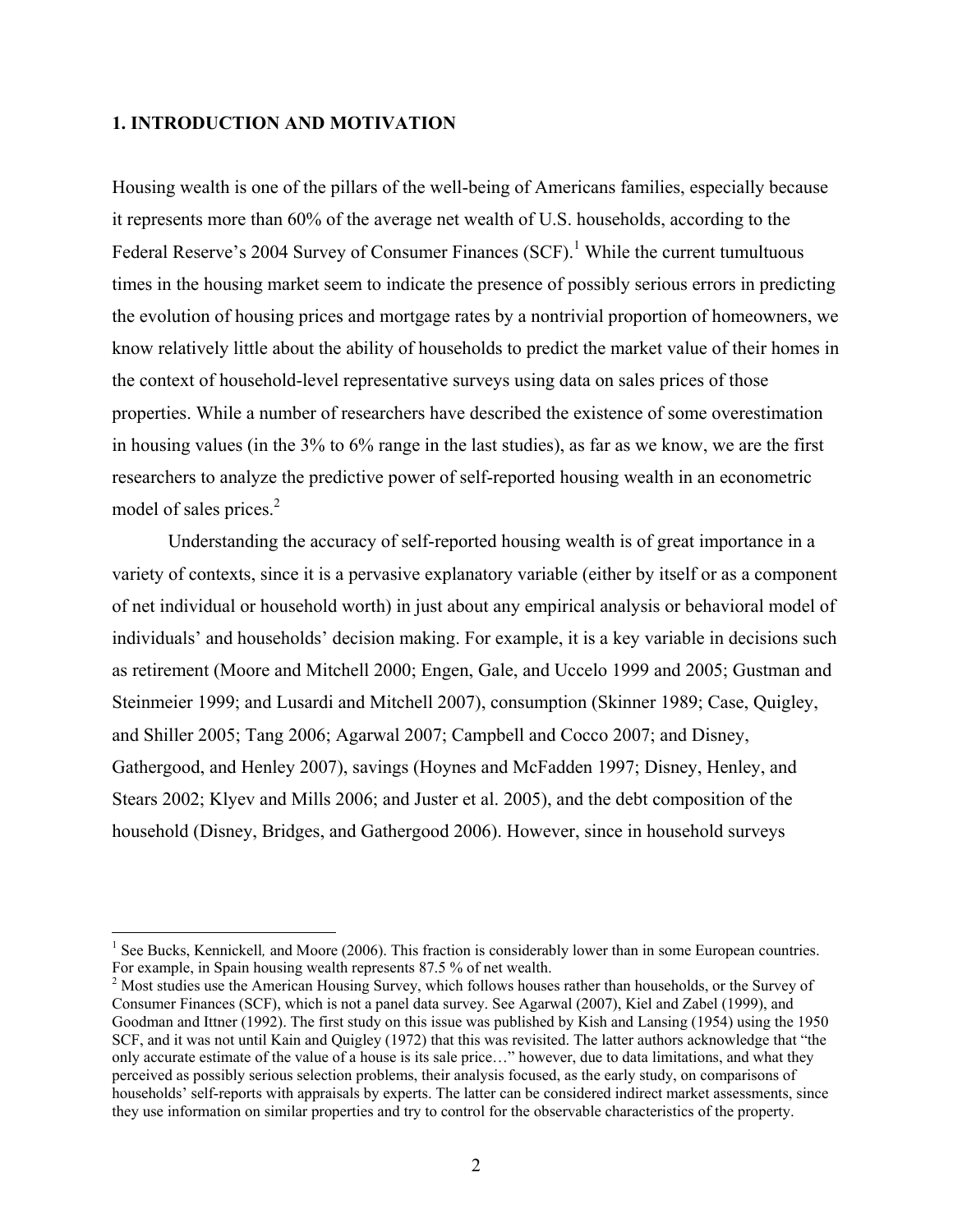## 1. INTRODUCTION AND MOTIVATION

Housing wealth is one of the pillars of the well-being of Americans families, especially because it represents more than 60% of the average net wealth of U.S. households, according to the Federal Reserve's 2004 Survey of Consumer Finances (SCF).[1] While the current tumultuous times in the housing market seem to indicate the presence of possibly serious errors in predicting the evolution of housing prices and mortgage rates by a nontrivial proportion of homeowners, we know relatively little about the ability of households to predict the market value of their homes in the context of household-level representative surveys using data on sales prices of those properties. While a number of researchers have described the existence of some overestimation in housing values (in the 3% to 6% range in the last studies), as far as we know, we are the first researchers to analyze the predictive power of self-reported housing wealth in an econometric model of sales prices.[2]

Understanding the accuracy of self-reported housing wealth is of great importance in a variety of contexts, since it is a pervasive explanatory variable (either by itself or as a component of net individual or household worth) in just about any empirical analysis or behavioral model of individuals' and households' decision making. For example, it is a key variable in decisions such as retirement (Moore and Mitchell 2000; Engen, Gale, and Uccelo 1999 and 2005; Gustman and Steinmeier 1999; and Lusardi and Mitchell 2007), consumption (Skinner 1989; Case, Quigley, and Shiller 2005; Tang 2006; Agarwal 2007; Campbell and Cocco 2007; and Disney, Gathergood, and Henley 2007), savings (Hoynes and McFadden 1997; Disney, Henley, and Stears 2002; Klyev and Mills 2006; and Juster et al. 2005), and the debt composition of the household (Disney, Bridges, and Gathergood 2006). However, since in household surveys

---

[1] See Bucks, Kennickell, and Moore (2006). This fraction is considerably lower than in some European countries. For example, in Spain housing wealth represents 87.5 % of net wealth.

[2] Most studies use the American Housing Survey, which follows houses rather than households, or the Survey of Consumer Finances (SCF), which is not a panel data survey. See Agarwal (2007), Kiel and Zabel (1999), and Goodman and Ittner (1992). The first study on this issue was published by Kish and Lansing (1954) using the 1950 SCF, and it was not until Kain and Quigley (1972) that this was revisited. The latter authors acknowledge that "the only accurate estimate of the value of a house is its sale price…" however, due to data limitations, and what they perceived as possibly serious selection problems, their analysis focused, as the early study, on comparisons of households' self-reports with appraisals by experts. The latter can be considered indirect market assessments, since they use information on similar properties and try to control for the observable characteristics of the property.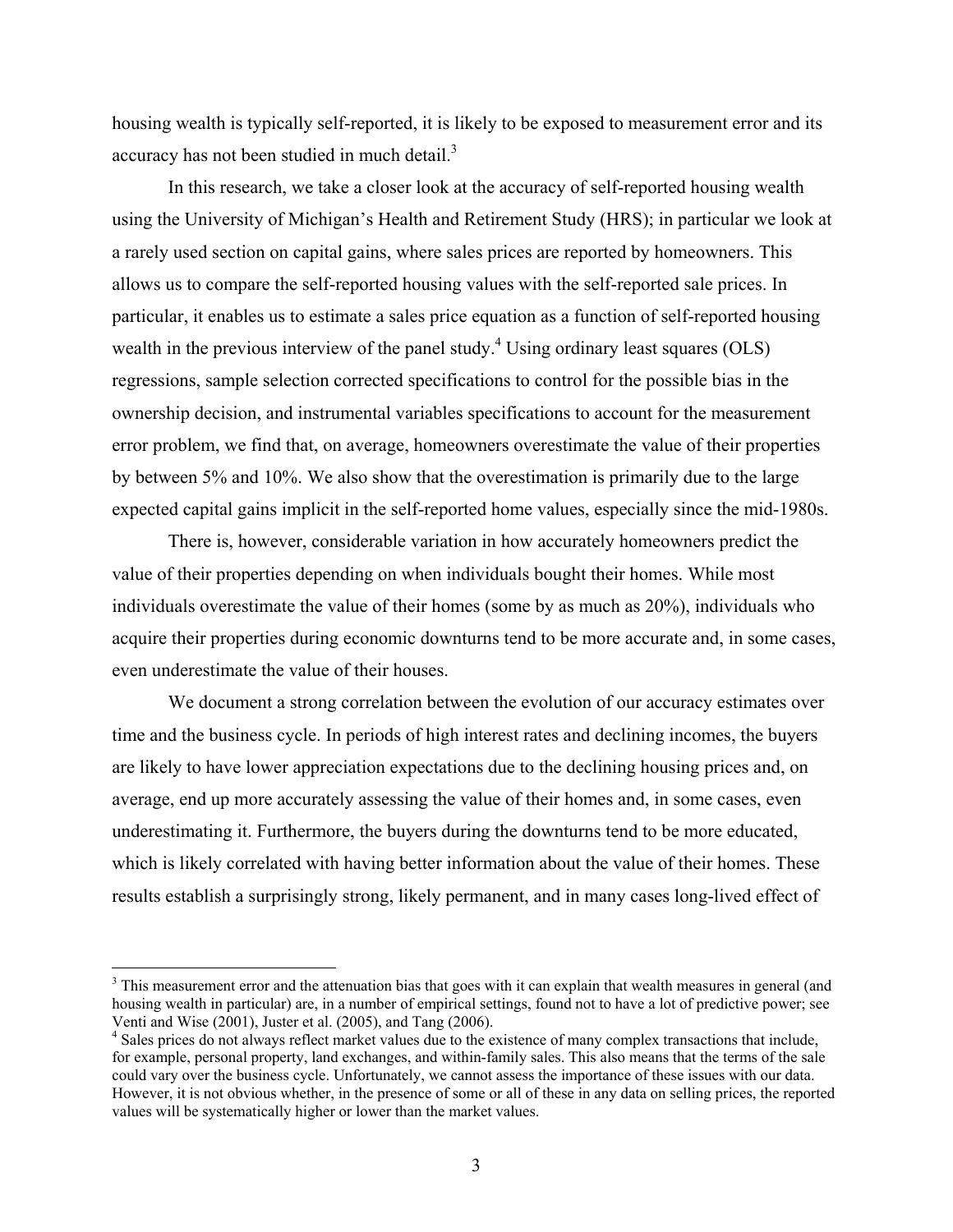housing wealth is typically self-reported, it is likely to be exposed to measurement error and its accuracy has not been studied in much detail.[3]

In this research, we take a closer look at the accuracy of self-reported housing wealth using the University of Michigan's Health and Retirement Study (HRS); in particular we look at a rarely used section on capital gains, where sales prices are reported by homeowners. This allows us to compare the self-reported housing values with the self-reported sale prices. In particular, it enables us to estimate a sales price equation as a function of self-reported housing wealth in the previous interview of the panel study.[4] Using ordinary least squares (OLS) regressions, sample selection corrected specifications to control for the possible bias in the ownership decision, and instrumental variables specifications to account for the measurement error problem, we find that, on average, homeowners overestimate the value of their properties by between 5% and 10%. We also show that the overestimation is primarily due to the large expected capital gains implicit in the self-reported home values, especially since the mid-1980s.

There is, however, considerable variation in how accurately homeowners predict the value of their properties depending on when individuals bought their homes. While most individuals overestimate the value of their homes (some by as much as 20%), individuals who acquire their properties during economic downturns tend to be more accurate and, in some cases, even underestimate the value of their houses.

We document a strong correlation between the evolution of our accuracy estimates over time and the business cycle. In periods of high interest rates and declining incomes, the buyers are likely to have lower appreciation expectations due to the declining housing prices and, on average, end up more accurately assessing the value of their homes and, in some cases, even underestimating it. Furthermore, the buyers during the downturns tend to be more educated, which is likely correlated with having better information about the value of their homes. These results establish a surprisingly strong, likely permanent, and in many cases long-lived effect of

---

[3] This measurement error and the attenuation bias that goes with it can explain that wealth measures in general (and housing wealth in particular) are, in a number of empirical settings, found not to have a lot of predictive power; see Venti and Wise (2001), Juster et al. (2005), and Tang (2006).

[4] Sales prices do not always reflect market values due to the existence of many complex transactions that include, for example, personal property, land exchanges, and within-family sales. This also means that the terms of the sale could vary over the business cycle. Unfortunately, we cannot assess the importance of these issues with our data. However, it is not obvious whether, in the presence of some or all of these in any data on selling prices, the reported values will be systematically higher or lower than the market values.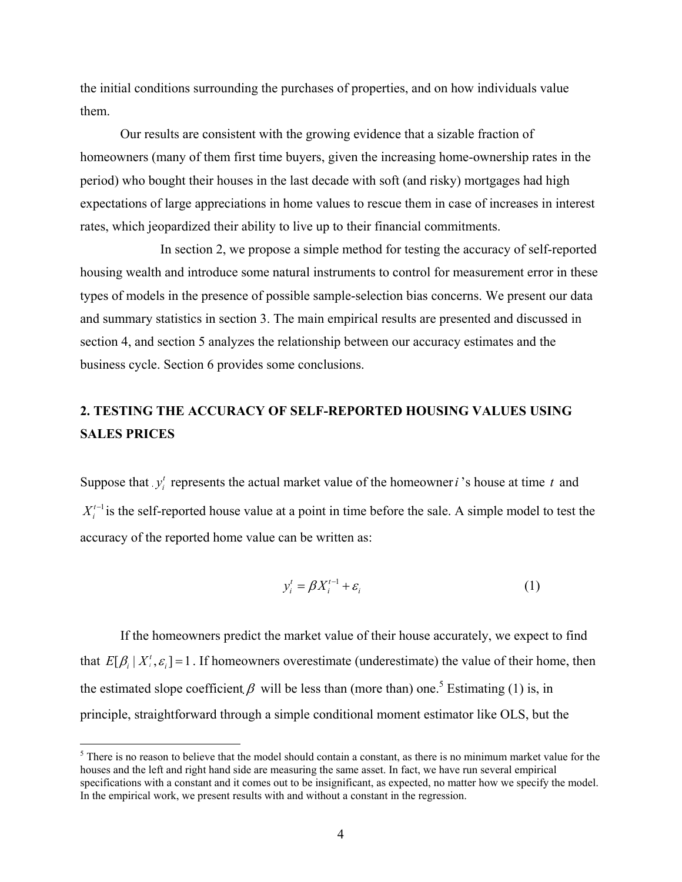the initial conditions surrounding the purchases of properties, and on how individuals value them.

Our results are consistent with the growing evidence that a sizable fraction of homeowners (many of them first time buyers, given the increasing home-ownership rates in the period) who bought their houses in the last decade with soft (and risky) mortgages had high expectations of large appreciations in home values to rescue them in case of increases in interest rates, which jeopardized their ability to live up to their financial commitments.

In section 2, we propose a simple method for testing the accuracy of self-reported housing wealth and introduce some natural instruments to control for measurement error in these types of models in the presence of possible sample-selection bias concerns. We present our data and summary statistics in section 3. The main empirical results are presented and discussed in section 4, and section 5 analyzes the relationship between our accuracy estimates and the business cycle. Section 6 provides some conclusions.

## 2. TESTING THE ACCURACY OF SELF-REPORTED HOUSING VALUES USING SALES PRICES

Suppose that $y_i^t$ represents the actual market value of the homeowner $i$'s house at time $t$ and $X_i^{t-1}$ is the self-reported house value at a point in time before the sale. A simple model to test the accuracy of the reported home value can be written as:

$$y_i^t = \beta X_i^{t-1} + \varepsilon_i \tag{1}$$

If the homeowners predict the market value of their house accurately, we expect to find that $E[\beta_i \mid X_i^t, \varepsilon_i] = 1$. If homeowners overestimate (underestimate) the value of their home, then the estimated slope coefficient $\beta$ will be less than (more than) one.[5] Estimating (1) is, in principle, straightforward through a simple conditional moment estimator like OLS, but the

[5] There is no reason to believe that the model should contain a constant, as there is no minimum market value for the houses and the left and right hand side are measuring the same asset. In fact, we have run several empirical specifications with a constant and it comes out to be insignificant, as expected, no matter how we specify the model. In the empirical work, we present results with and without a constant in the regression.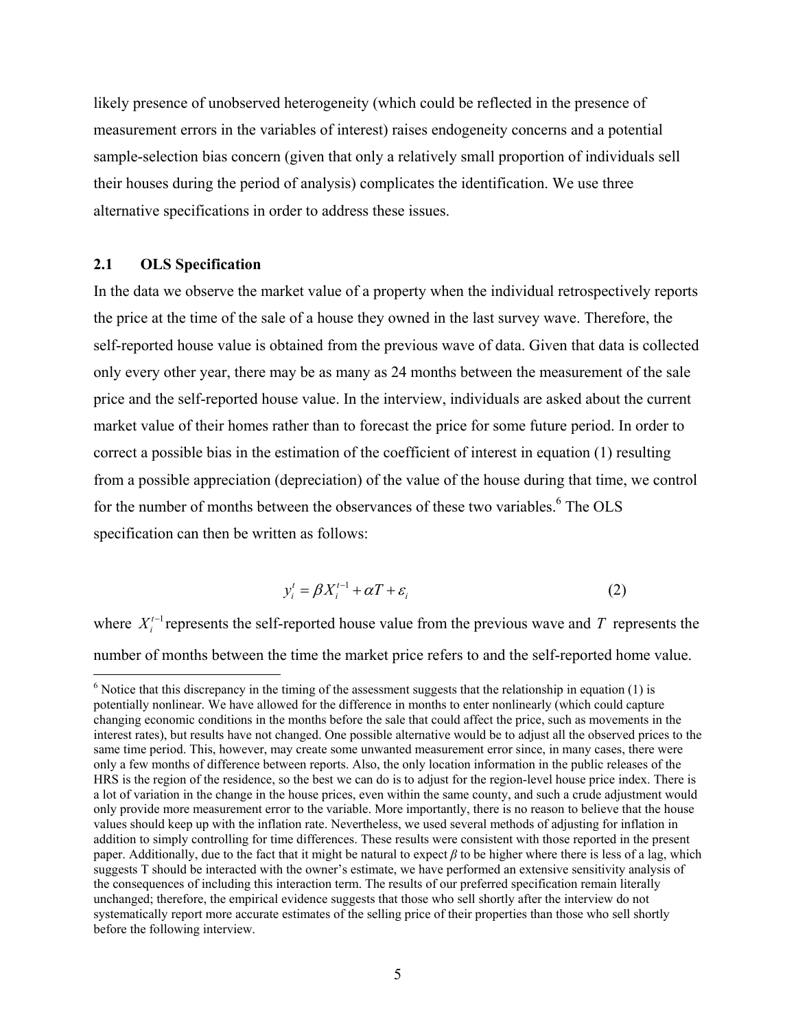likely presence of unobserved heterogeneity (which could be reflected in the presence of measurement errors in the variables of interest) raises endogeneity concerns and a potential sample-selection bias concern (given that only a relatively small proportion of individuals sell their houses during the period of analysis) complicates the identification. We use three alternative specifications in order to address these issues.

### 2.1 OLS Specification

In the data we observe the market value of a property when the individual retrospectively reports the price at the time of the sale of a house they owned in the last survey wave. Therefore, the self-reported house value is obtained from the previous wave of data. Given that data is collected only every other year, there may be as many as 24 months between the measurement of the sale price and the self-reported house value. In the interview, individuals are asked about the current market value of their homes rather than to forecast the price for some future period. In order to correct a possible bias in the estimation of the coefficient of interest in equation (1) resulting from a possible appreciation (depreciation) of the value of the house during that time, we control for the number of months between the observances of these two variables.[6] The OLS specification can then be written as follows:

$$y_i^t = \beta X_i^{t-1} + \alpha T + \varepsilon_i \tag{2}$$

where $X_i^{t-1}$ represents the self-reported house value from the previous wave and $T$ represents the number of months between the time the market price refers to and the self-reported home value.

[6] Notice that this discrepancy in the timing of the assessment suggests that the relationship in equation (1) is potentially nonlinear. We have allowed for the difference in months to enter nonlinearly (which could capture changing economic conditions in the months before the sale that could affect the price, such as movements in the interest rates), but results have not changed. One possible alternative would be to adjust all the observed prices to the same time period. This, however, may create some unwanted measurement error since, in many cases, there were only a few months of difference between reports. Also, the only location information in the public releases of the HRS is the region of the residence, so the best we can do is to adjust for the region-level house price index. There is a lot of variation in the change in the house prices, even within the same county, and such a crude adjustment would only provide more measurement error to the variable. More importantly, there is no reason to believe that the house values should keep up with the inflation rate. Nevertheless, we used several methods of adjusting for inflation in addition to simply controlling for time differences. These results were consistent with those reported in the present paper. Additionally, due to the fact that it might be natural to expect $\beta$ to be higher where there is less of a lag, which suggests T should be interacted with the owner's estimate, we have performed an extensive sensitivity analysis of the consequences of including this interaction term. The results of our preferred specification remain literally unchanged; therefore, the empirical evidence suggests that those who sell shortly after the interview do not systematically report more accurate estimates of the selling price of their properties than those who sell shortly before the following interview.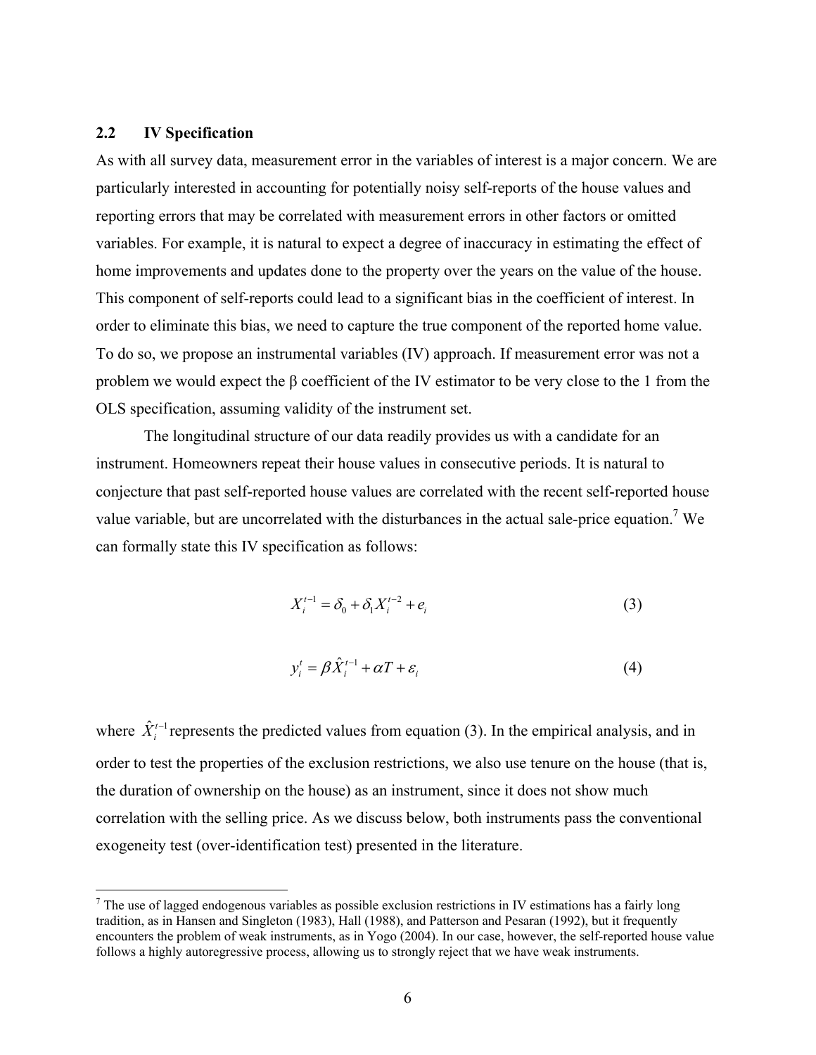### 2.2 IV Specification

As with all survey data, measurement error in the variables of interest is a major concern. We are particularly interested in accounting for potentially noisy self-reports of the house values and reporting errors that may be correlated with measurement errors in other factors or omitted variables. For example, it is natural to expect a degree of inaccuracy in estimating the effect of home improvements and updates done to the property over the years on the value of the house. This component of self-reports could lead to a significant bias in the coefficient of interest. In order to eliminate this bias, we need to capture the true component of the reported home value. To do so, we propose an instrumental variables (IV) approach. If measurement error was not a problem we would expect the β coefficient of the IV estimator to be very close to the 1 from the OLS specification, assuming validity of the instrument set.

The longitudinal structure of our data readily provides us with a candidate for an instrument. Homeowners repeat their house values in consecutive periods. It is natural to conjecture that past self-reported house values are correlated with the recent self-reported house value variable, but are uncorrelated with the disturbances in the actual sale-price equation.[7] We can formally state this IV specification as follows:

$$X_i^{t-1} = \delta_0 + \delta_1 X_i^{t-2} + e_i \tag{3}$$

$$y_i^t = \beta \hat{X}_i^{t-1} + \alpha T + \varepsilon_i \tag{4}$$

where $\hat{X}_i^{t-1}$ represents the predicted values from equation (3). In the empirical analysis, and in order to test the properties of the exclusion restrictions, we also use tenure on the house (that is, the duration of ownership on the house) as an instrument, since it does not show much correlation with the selling price. As we discuss below, both instruments pass the conventional exogeneity test (over-identification test) presented in the literature.

---

[7] The use of lagged endogenous variables as possible exclusion restrictions in IV estimations has a fairly long tradition, as in Hansen and Singleton (1983), Hall (1988), and Patterson and Pesaran (1992), but it frequently encounters the problem of weak instruments, as in Yogo (2004). In our case, however, the self-reported house value follows a highly autoregressive process, allowing us to strongly reject that we have weak instruments.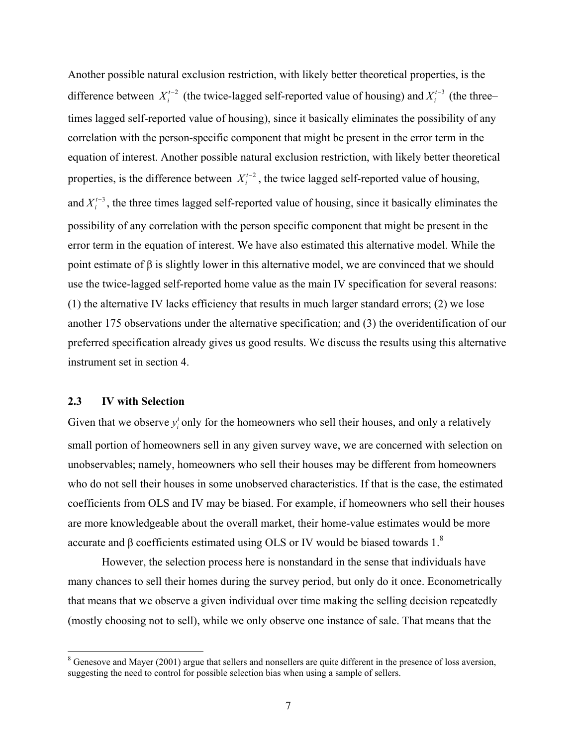Another possible natural exclusion restriction, with likely better theoretical properties, is the difference between $X_i^{t-2}$ (the twice-lagged self-reported value of housing) and $X_i^{t-3}$ (the three–times lagged self-reported value of housing), since it basically eliminates the possibility of any correlation with the person-specific component that might be present in the error term in the equation of interest. Another possible natural exclusion restriction, with likely better theoretical properties, is the difference between $X_i^{t-2}$, the twice lagged self-reported value of housing, and $X_i^{t-3}$, the three times lagged self-reported value of housing, since it basically eliminates the possibility of any correlation with the person specific component that might be present in the error term in the equation of interest. We have also estimated this alternative model. While the point estimate of β is slightly lower in this alternative model, we are convinced that we should use the twice-lagged self-reported home value as the main IV specification for several reasons: (1) the alternative IV lacks efficiency that results in much larger standard errors; (2) we lose another 175 observations under the alternative specification; and (3) the overidentification of our preferred specification already gives us good results. We discuss the results using this alternative instrument set in section 4.

### 2.3 IV with Selection

Given that we observe $y_i^t$ only for the homeowners who sell their houses, and only a relatively small portion of homeowners sell in any given survey wave, we are concerned with selection on unobservables; namely, homeowners who sell their houses may be different from homeowners who do not sell their houses in some unobserved characteristics. If that is the case, the estimated coefficients from OLS and IV may be biased. For example, if homeowners who sell their houses are more knowledgeable about the overall market, their home-value estimates would be more accurate and β coefficients estimated using OLS or IV would be biased towards 1.[8]

However, the selection process here is nonstandard in the sense that individuals have many chances to sell their homes during the survey period, but only do it once. Econometrically that means that we observe a given individual over time making the selling decision repeatedly (mostly choosing not to sell), while we only observe one instance of sale. That means that the

[8] Genesove and Mayer (2001) argue that sellers and nonsellers are quite different in the presence of loss aversion, suggesting the need to control for possible selection bias when using a sample of sellers.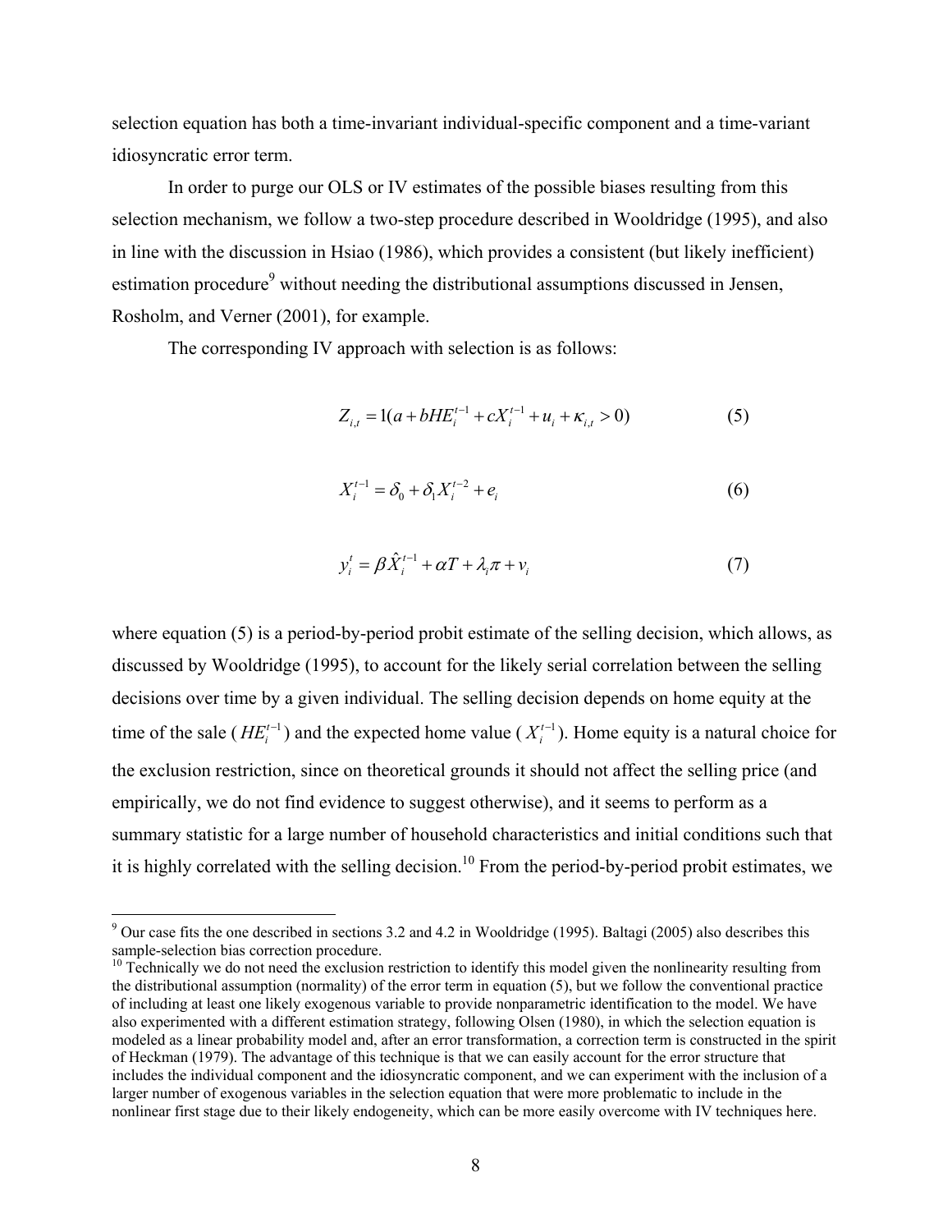selection equation has both a time-invariant individual-specific component and a time-variant idiosyncratic error term.

In order to purge our OLS or IV estimates of the possible biases resulting from this selection mechanism, we follow a two-step procedure described in Wooldridge (1995), and also in line with the discussion in Hsiao (1986), which provides a consistent (but likely inefficient) estimation procedure[9] without needing the distributional assumptions discussed in Jensen, Rosholm, and Verner (2001), for example.

The corresponding IV approach with selection is as follows:

$$Z_{i,t} = 1(a + bHE_i^{t-1} + cX_i^{t-1} + u_i + \kappa_{i,t} > 0) \tag{5}$$

$$X_i^{t-1} = \delta_0 + \delta_1 X_i^{t-2} + e_i \tag{6}$$

$$y_i^t = \beta \hat{X}_i^{t-1} + \alpha T + \lambda_i \pi + v_i \tag{7}$$

where equation (5) is a period-by-period probit estimate of the selling decision, which allows, as discussed by Wooldridge (1995), to account for the likely serial correlation between the selling decisions over time by a given individual. The selling decision depends on home equity at the time of the sale ($HE_i^{t-1}$) and the expected home value ($X_i^{t-1}$). Home equity is a natural choice for the exclusion restriction, since on theoretical grounds it should not affect the selling price (and empirically, we do not find evidence to suggest otherwise), and it seems to perform as a summary statistic for a large number of household characteristics and initial conditions such that it is highly correlated with the selling decision.[10] From the period-by-period probit estimates, we

---

[9] Our case fits the one described in sections 3.2 and 4.2 in Wooldridge (1995). Baltagi (2005) also describes this sample-selection bias correction procedure.

[10] Technically we do not need the exclusion restriction to identify this model given the nonlinearity resulting from the distributional assumption (normality) of the error term in equation (5), but we follow the conventional practice of including at least one likely exogenous variable to provide nonparametric identification to the model. We have also experimented with a different estimation strategy, following Olsen (1980), in which the selection equation is modeled as a linear probability model and, after an error transformation, a correction term is constructed in the spirit of Heckman (1979). The advantage of this technique is that we can easily account for the error structure that includes the individual component and the idiosyncratic component, and we can experiment with the inclusion of a larger number of exogenous variables in the selection equation that were more problematic to include in the nonlinear first stage due to their likely endogeneity, which can be more easily overcome with IV techniques here.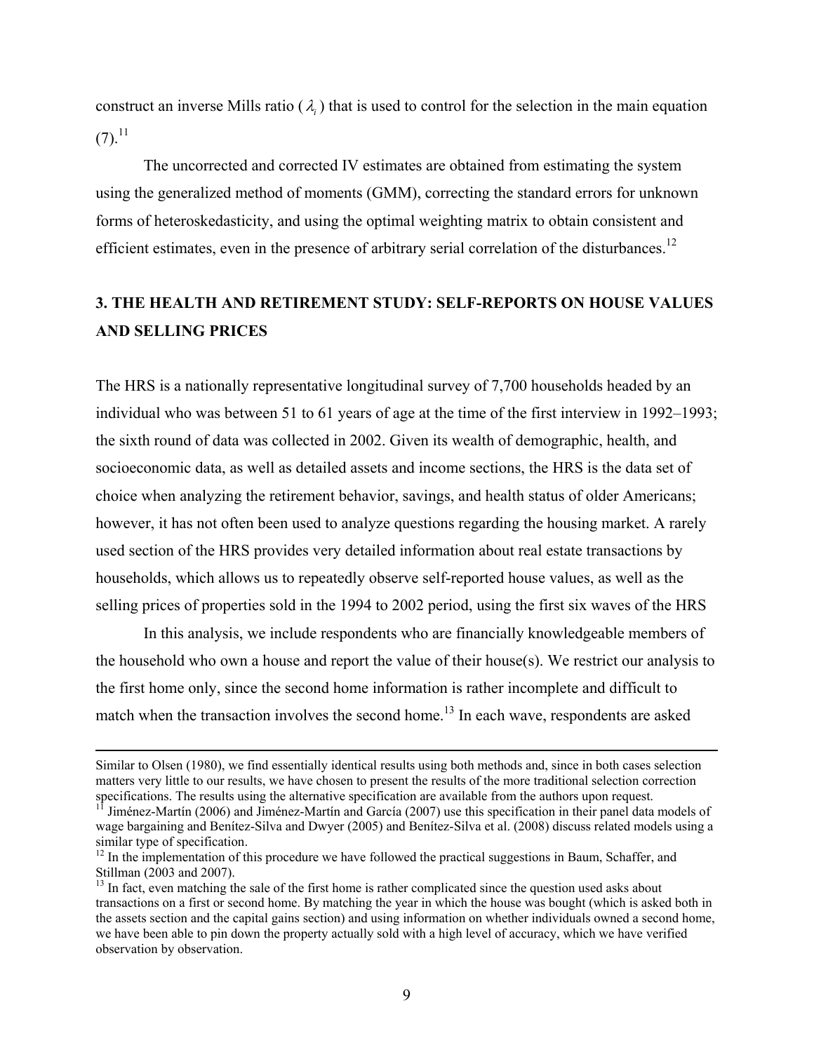construct an inverse Mills ratio ($\lambda_i$) that is used to control for the selection in the main equation (7).[11]

The uncorrected and corrected IV estimates are obtained from estimating the system using the generalized method of moments (GMM), correcting the standard errors for unknown forms of heteroskedasticity, and using the optimal weighting matrix to obtain consistent and efficient estimates, even in the presence of arbitrary serial correlation of the disturbances.[12]

## 3. THE HEALTH AND RETIREMENT STUDY: SELF-REPORTS ON HOUSE VALUES AND SELLING PRICES

The HRS is a nationally representative longitudinal survey of 7,700 households headed by an individual who was between 51 to 61 years of age at the time of the first interview in 1992–1993; the sixth round of data was collected in 2002. Given its wealth of demographic, health, and socioeconomic data, as well as detailed assets and income sections, the HRS is the data set of choice when analyzing the retirement behavior, savings, and health status of older Americans; however, it has not often been used to analyze questions regarding the housing market. A rarely used section of the HRS provides very detailed information about real estate transactions by households, which allows us to repeatedly observe self-reported house values, as well as the selling prices of properties sold in the 1994 to 2002 period, using the first six waves of the HRS

In this analysis, we include respondents who are financially knowledgeable members of the household who own a house and report the value of their house(s). We restrict our analysis to the first home only, since the second home information is rather incomplete and difficult to match when the transaction involves the second home.[13] In each wave, respondents are asked

---

Similar to Olsen (1980), we find essentially identical results using both methods and, since in both cases selection matters very little to our results, we have chosen to present the results of the more traditional selection correction specifications. The results using the alternative specification are available from the authors upon request.

[11] Jiménez-Martín (2006) and Jiménez-Martín and García (2007) use this specification in their panel data models of wage bargaining and Benítez-Silva and Dwyer (2005) and Benítez-Silva et al. (2008) discuss related models using a similar type of specification.

[12] In the implementation of this procedure we have followed the practical suggestions in Baum, Schaffer, and Stillman (2003 and 2007).

[13] In fact, even matching the sale of the first home is rather complicated since the question used asks about transactions on a first or second home. By matching the year in which the house was bought (which is asked both in the assets section and the capital gains section) and using information on whether individuals owned a second home, we have been able to pin down the property actually sold with a high level of accuracy, which we have verified observation by observation.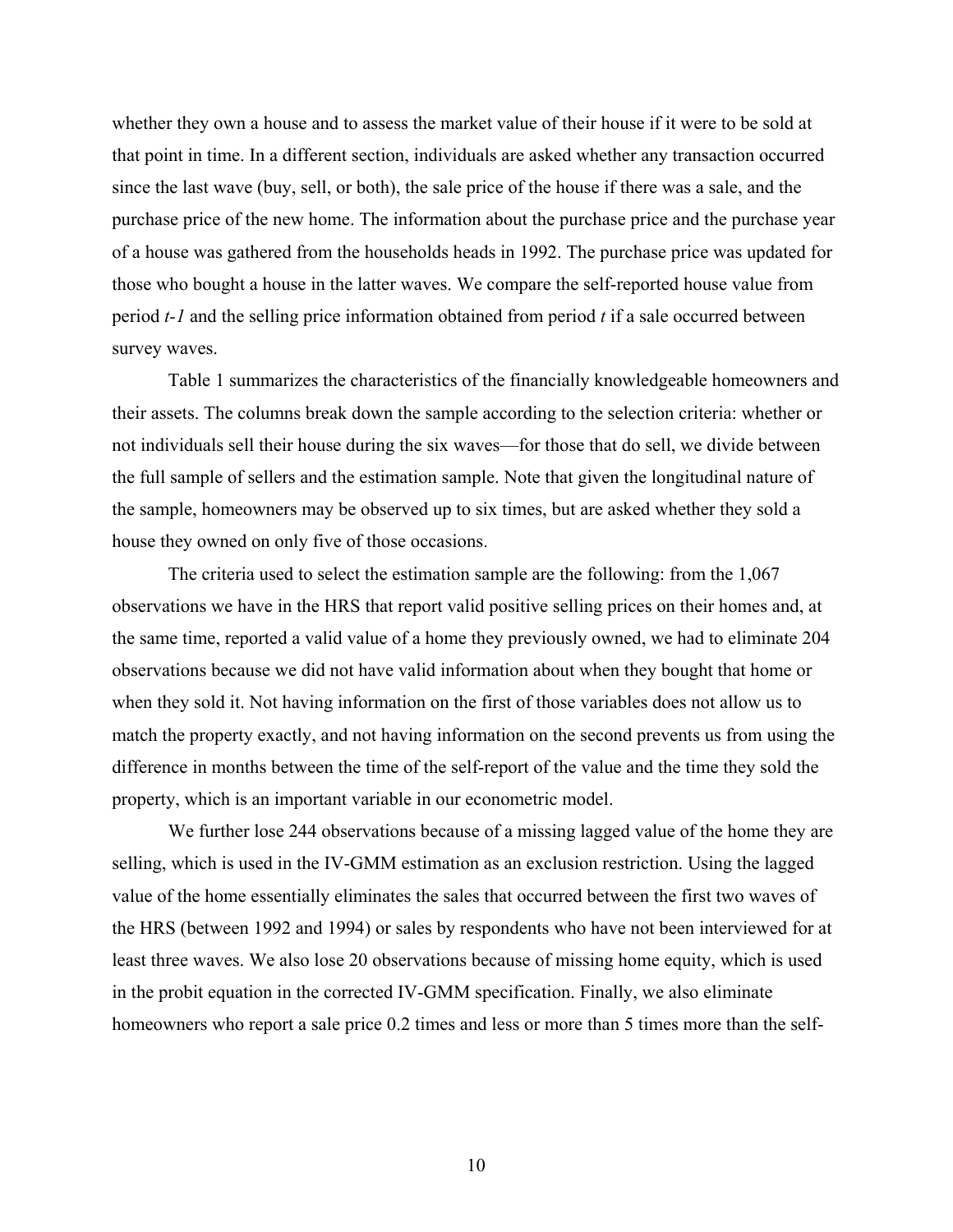whether they own a house and to assess the market value of their house if it were to be sold at that point in time. In a different section, individuals are asked whether any transaction occurred since the last wave (buy, sell, or both), the sale price of the house if there was a sale, and the purchase price of the new home. The information about the purchase price and the purchase year of a house was gathered from the households heads in 1992. The purchase price was updated for those who bought a house in the latter waves. We compare the self-reported house value from period *t-1* and the selling price information obtained from period *t* if a sale occurred between survey waves.

Table 1 summarizes the characteristics of the financially knowledgeable homeowners and their assets. The columns break down the sample according to the selection criteria: whether or not individuals sell their house during the six waves—for those that do sell, we divide between the full sample of sellers and the estimation sample. Note that given the longitudinal nature of the sample, homeowners may be observed up to six times, but are asked whether they sold a house they owned on only five of those occasions.

The criteria used to select the estimation sample are the following: from the 1,067 observations we have in the HRS that report valid positive selling prices on their homes and, at the same time, reported a valid value of a home they previously owned, we had to eliminate 204 observations because we did not have valid information about when they bought that home or when they sold it. Not having information on the first of those variables does not allow us to match the property exactly, and not having information on the second prevents us from using the difference in months between the time of the self-report of the value and the time they sold the property, which is an important variable in our econometric model.

We further lose 244 observations because of a missing lagged value of the home they are selling, which is used in the IV-GMM estimation as an exclusion restriction. Using the lagged value of the home essentially eliminates the sales that occurred between the first two waves of the HRS (between 1992 and 1994) or sales by respondents who have not been interviewed for at least three waves. We also lose 20 observations because of missing home equity, which is used in the probit equation in the corrected IV-GMM specification. Finally, we also eliminate homeowners who report a sale price 0.2 times and less or more than 5 times more than the self-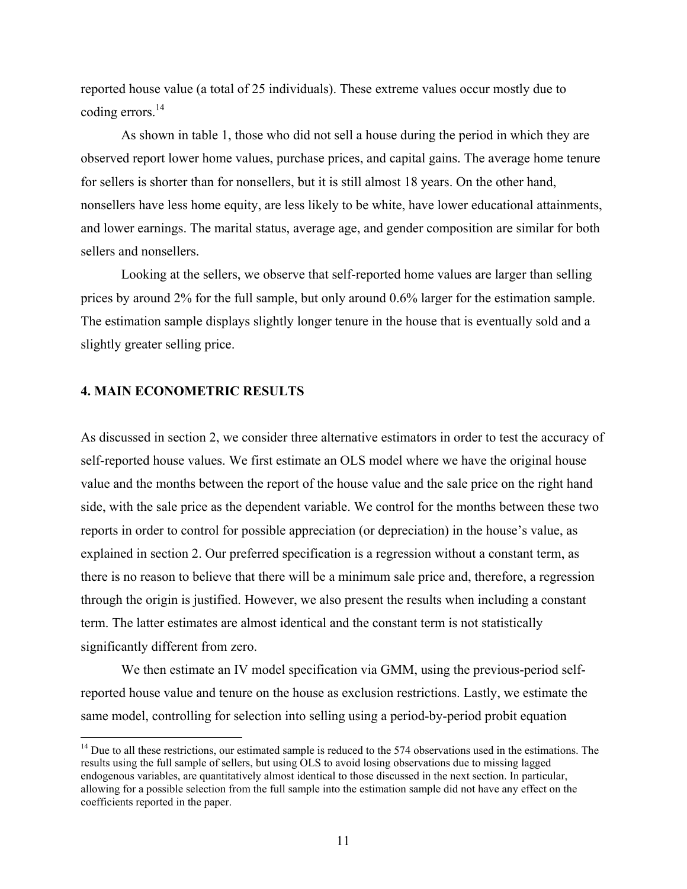reported house value (a total of 25 individuals). These extreme values occur mostly due to coding errors.[14]

As shown in table 1, those who did not sell a house during the period in which they are observed report lower home values, purchase prices, and capital gains. The average home tenure for sellers is shorter than for nonsellers, but it is still almost 18 years. On the other hand, nonsellers have less home equity, are less likely to be white, have lower educational attainments, and lower earnings. The marital status, average age, and gender composition are similar for both sellers and nonsellers.

Looking at the sellers, we observe that self-reported home values are larger than selling prices by around 2% for the full sample, but only around 0.6% larger for the estimation sample. The estimation sample displays slightly longer tenure in the house that is eventually sold and a slightly greater selling price.

## 4. MAIN ECONOMETRIC RESULTS

As discussed in section 2, we consider three alternative estimators in order to test the accuracy of self-reported house values. We first estimate an OLS model where we have the original house value and the months between the report of the house value and the sale price on the right hand side, with the sale price as the dependent variable. We control for the months between these two reports in order to control for possible appreciation (or depreciation) in the house's value, as explained in section 2. Our preferred specification is a regression without a constant term, as there is no reason to believe that there will be a minimum sale price and, therefore, a regression through the origin is justified. However, we also present the results when including a constant term. The latter estimates are almost identical and the constant term is not statistically significantly different from zero.

We then estimate an IV model specification via GMM, using the previous-period self-reported house value and tenure on the house as exclusion restrictions. Lastly, we estimate the same model, controlling for selection into selling using a period-by-period probit equation

[14] Due to all these restrictions, our estimated sample is reduced to the 574 observations used in the estimations. The results using the full sample of sellers, but using OLS to avoid losing observations due to missing lagged endogenous variables, are quantitatively almost identical to those discussed in the next section. In particular, allowing for a possible selection from the full sample into the estimation sample did not have any effect on the coefficients reported in the paper.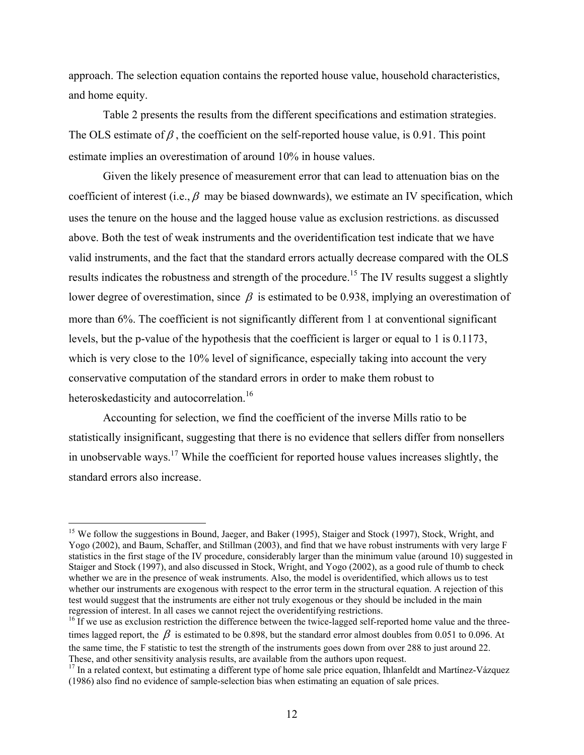approach. The selection equation contains the reported house value, household characteristics, and home equity.

Table 2 presents the results from the different specifications and estimation strategies. The OLS estimate of $\beta$, the coefficient on the self-reported house value, is 0.91. This point estimate implies an overestimation of around 10% in house values.

Given the likely presence of measurement error that can lead to attenuation bias on the coefficient of interest (i.e., $\beta$ may be biased downwards), we estimate an IV specification, which uses the tenure on the house and the lagged house value as exclusion restrictions. as discussed above. Both the test of weak instruments and the overidentification test indicate that we have valid instruments, and the fact that the standard errors actually decrease compared with the OLS results indicates the robustness and strength of the procedure.[15] The IV results suggest a slightly lower degree of overestimation, since $\beta$ is estimated to be 0.938, implying an overestimation of more than 6%. The coefficient is not significantly different from 1 at conventional significant levels, but the p-value of the hypothesis that the coefficient is larger or equal to 1 is 0.1173, which is very close to the 10% level of significance, especially taking into account the very conservative computation of the standard errors in order to make them robust to heteroskedasticity and autocorrelation.[16]

Accounting for selection, we find the coefficient of the inverse Mills ratio to be statistically insignificant, suggesting that there is no evidence that sellers differ from nonsellers in unobservable ways.[17] While the coefficient for reported house values increases slightly, the standard errors also increase.

---

[15] We follow the suggestions in Bound, Jaeger, and Baker (1995), Staiger and Stock (1997), Stock, Wright, and Yogo (2002), and Baum, Schaffer, and Stillman (2003), and find that we have robust instruments with very large F statistics in the first stage of the IV procedure, considerably larger than the minimum value (around 10) suggested in Staiger and Stock (1997), and also discussed in Stock, Wright, and Yogo (2002), as a good rule of thumb to check whether we are in the presence of weak instruments. Also, the model is overidentified, which allows us to test whether our instruments are exogenous with respect to the error term in the structural equation. A rejection of this test would suggest that the instruments are either not truly exogenous or they should be included in the main regression of interest. In all cases we cannot reject the overidentifying restrictions.

[16] If we use as exclusion restriction the difference between the twice-lagged self-reported home value and the three-times lagged report, the $\beta$ is estimated to be 0.898, but the standard error almost doubles from 0.051 to 0.096. At the same time, the F statistic to test the strength of the instruments goes down from over 288 to just around 22. These, and other sensitivity analysis results, are available from the authors upon request.

[17] In a related context, but estimating a different type of home sale price equation, Ihlanfeldt and Martínez-Vázquez (1986) also find no evidence of sample-selection bias when estimating an equation of sale prices.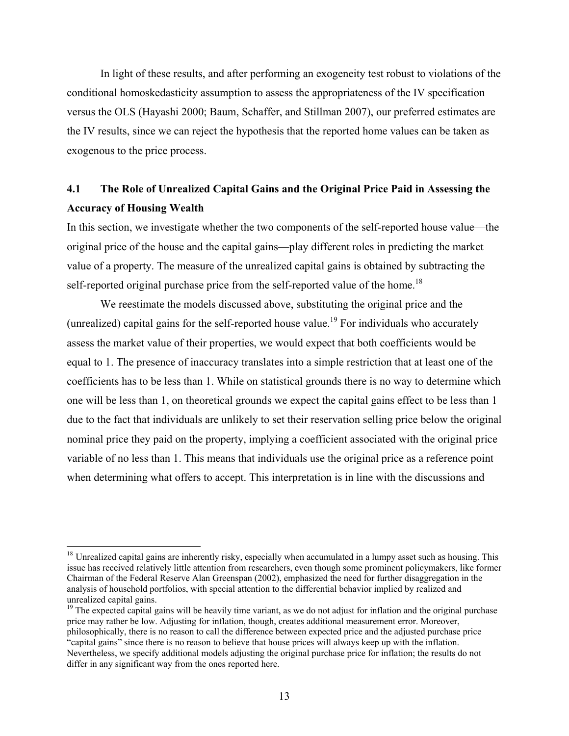In light of these results, and after performing an exogeneity test robust to violations of the conditional homoskedasticity assumption to assess the appropriateness of the IV specification versus the OLS (Hayashi 2000; Baum, Schaffer, and Stillman 2007), our preferred estimates are the IV results, since we can reject the hypothesis that the reported home values can be taken as exogenous to the price process.

## 4.1 The Role of Unrealized Capital Gains and the Original Price Paid in Assessing the Accuracy of Housing Wealth

In this section, we investigate whether the two components of the self-reported house value—the original price of the house and the capital gains—play different roles in predicting the market value of a property. The measure of the unrealized capital gains is obtained by subtracting the self-reported original purchase price from the self-reported value of the home.[18]

We reestimate the models discussed above, substituting the original price and the (unrealized) capital gains for the self-reported house value.[19] For individuals who accurately assess the market value of their properties, we would expect that both coefficients would be equal to 1. The presence of inaccuracy translates into a simple restriction that at least one of the coefficients has to be less than 1. While on statistical grounds there is no way to determine which one will be less than 1, on theoretical grounds we expect the capital gains effect to be less than 1 due to the fact that individuals are unlikely to set their reservation selling price below the original nominal price they paid on the property, implying a coefficient associated with the original price variable of no less than 1. This means that individuals use the original price as a reference point when determining what offers to accept. This interpretation is in line with the discussions and

[18] Unrealized capital gains are inherently risky, especially when accumulated in a lumpy asset such as housing. This issue has received relatively little attention from researchers, even though some prominent policymakers, like former Chairman of the Federal Reserve Alan Greenspan (2002), emphasized the need for further disaggregation in the analysis of household portfolios, with special attention to the differential behavior implied by realized and unrealized capital gains.

[19] The expected capital gains will be heavily time variant, as we do not adjust for inflation and the original purchase price may rather be low. Adjusting for inflation, though, creates additional measurement error. Moreover, philosophically, there is no reason to call the difference between expected price and the adjusted purchase price "capital gains" since there is no reason to believe that house prices will always keep up with the inflation. Nevertheless, we specify additional models adjusting the original purchase price for inflation; the results do not differ in any significant way from the ones reported here.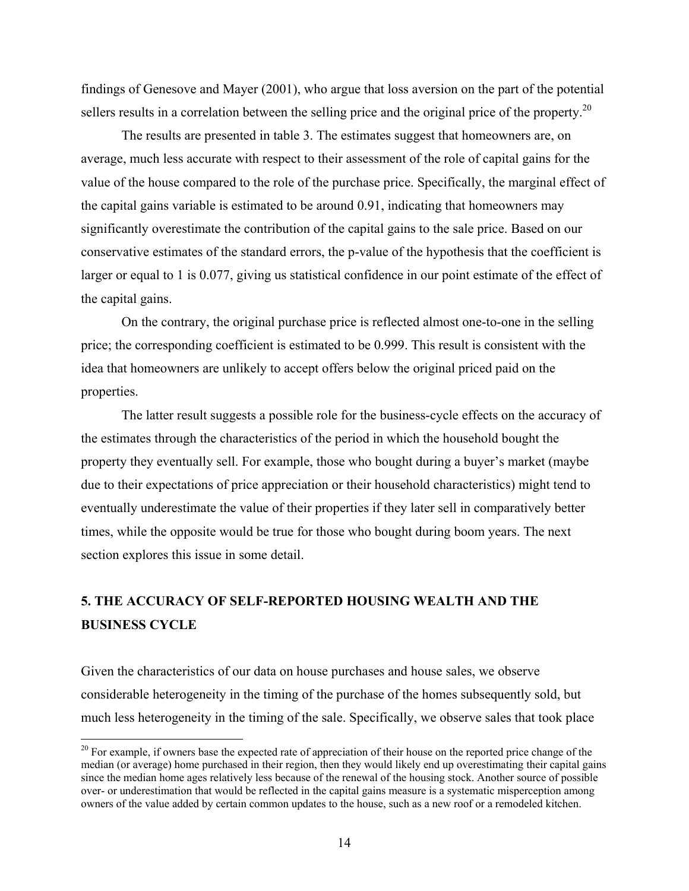findings of Genesove and Mayer (2001), who argue that loss aversion on the part of the potential sellers results in a correlation between the selling price and the original price of the property.[20]

The results are presented in table 3. The estimates suggest that homeowners are, on average, much less accurate with respect to their assessment of the role of capital gains for the value of the house compared to the role of the purchase price. Specifically, the marginal effect of the capital gains variable is estimated to be around 0.91, indicating that homeowners may significantly overestimate the contribution of the capital gains to the sale price. Based on our conservative estimates of the standard errors, the p-value of the hypothesis that the coefficient is larger or equal to 1 is 0.077, giving us statistical confidence in our point estimate of the effect of the capital gains.

On the contrary, the original purchase price is reflected almost one-to-one in the selling price; the corresponding coefficient is estimated to be 0.999. This result is consistent with the idea that homeowners are unlikely to accept offers below the original priced paid on the properties.

The latter result suggests a possible role for the business-cycle effects on the accuracy of the estimates through the characteristics of the period in which the household bought the property they eventually sell. For example, those who bought during a buyer's market (maybe due to their expectations of price appreciation or their household characteristics) might tend to eventually underestimate the value of their properties if they later sell in comparatively better times, while the opposite would be true for those who bought during boom years. The next section explores this issue in some detail.

## 5. THE ACCURACY OF SELF-REPORTED HOUSING WEALTH AND THE BUSINESS CYCLE

Given the characteristics of our data on house purchases and house sales, we observe considerable heterogeneity in the timing of the purchase of the homes subsequently sold, but much less heterogeneity in the timing of the sale. Specifically, we observe sales that took place

[20] For example, if owners base the expected rate of appreciation of their house on the reported price change of the median (or average) home purchased in their region, then they would likely end up overestimating their capital gains since the median home ages relatively less because of the renewal of the housing stock. Another source of possible over- or underestimation that would be reflected in the capital gains measure is a systematic misperception among owners of the value added by certain common updates to the house, such as a new roof or a remodeled kitchen.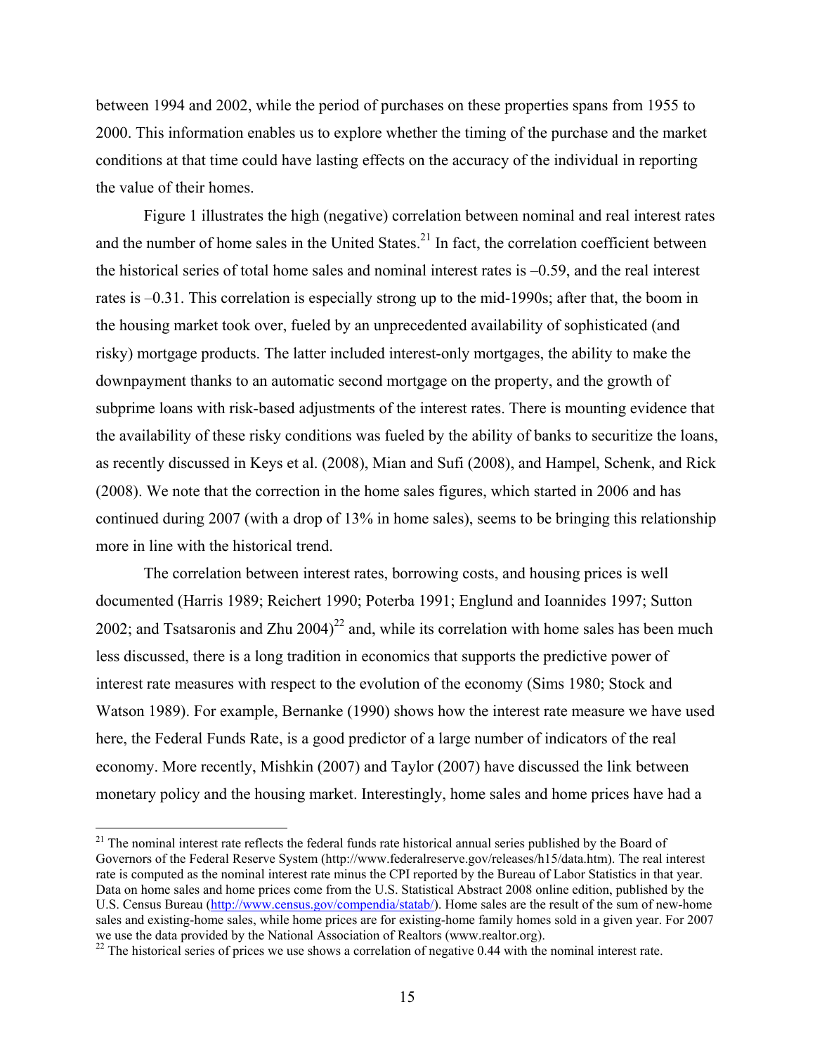between 1994 and 2002, while the period of purchases on these properties spans from 1955 to 2000. This information enables us to explore whether the timing of the purchase and the market conditions at that time could have lasting effects on the accuracy of the individual in reporting the value of their homes.

Figure 1 illustrates the high (negative) correlation between nominal and real interest rates and the number of home sales in the United States.[21] In fact, the correlation coefficient between the historical series of total home sales and nominal interest rates is –0.59, and the real interest rates is –0.31. This correlation is especially strong up to the mid-1990s; after that, the boom in the housing market took over, fueled by an unprecedented availability of sophisticated (and risky) mortgage products. The latter included interest-only mortgages, the ability to make the downpayment thanks to an automatic second mortgage on the property, and the growth of subprime loans with risk-based adjustments of the interest rates. There is mounting evidence that the availability of these risky conditions was fueled by the ability of banks to securitize the loans, as recently discussed in Keys et al. (2008), Mian and Sufi (2008), and Hampel, Schenk, and Rick (2008). We note that the correction in the home sales figures, which started in 2006 and has continued during 2007 (with a drop of 13% in home sales), seems to be bringing this relationship more in line with the historical trend.

The correlation between interest rates, borrowing costs, and housing prices is well documented (Harris 1989; Reichert 1990; Poterba 1991; Englund and Ioannides 1997; Sutton 2002; and Tsatsaronis and Zhu 2004)[22] and, while its correlation with home sales has been much less discussed, there is a long tradition in economics that supports the predictive power of interest rate measures with respect to the evolution of the economy (Sims 1980; Stock and Watson 1989). For example, Bernanke (1990) shows how the interest rate measure we have used here, the Federal Funds Rate, is a good predictor of a large number of indicators of the real economy. More recently, Mishkin (2007) and Taylor (2007) have discussed the link between monetary policy and the housing market. Interestingly, home sales and home prices have had a

---

[21] The nominal interest rate reflects the federal funds rate historical annual series published by the Board of Governors of the Federal Reserve System (http://www.federalreserve.gov/releases/h15/data.htm). The real interest rate is computed as the nominal interest rate minus the CPI reported by the Bureau of Labor Statistics in that year. Data on home sales and home prices come from the U.S. Statistical Abstract 2008 online edition, published by the U.S. Census Bureau (http://www.census.gov/compendia/statab/). Home sales are the result of the sum of new-home sales and existing-home sales, while home prices are for existing-home family homes sold in a given year. For 2007 we use the data provided by the National Association of Realtors (www.realtor.org).

[22] The historical series of prices we use shows a correlation of negative 0.44 with the nominal interest rate.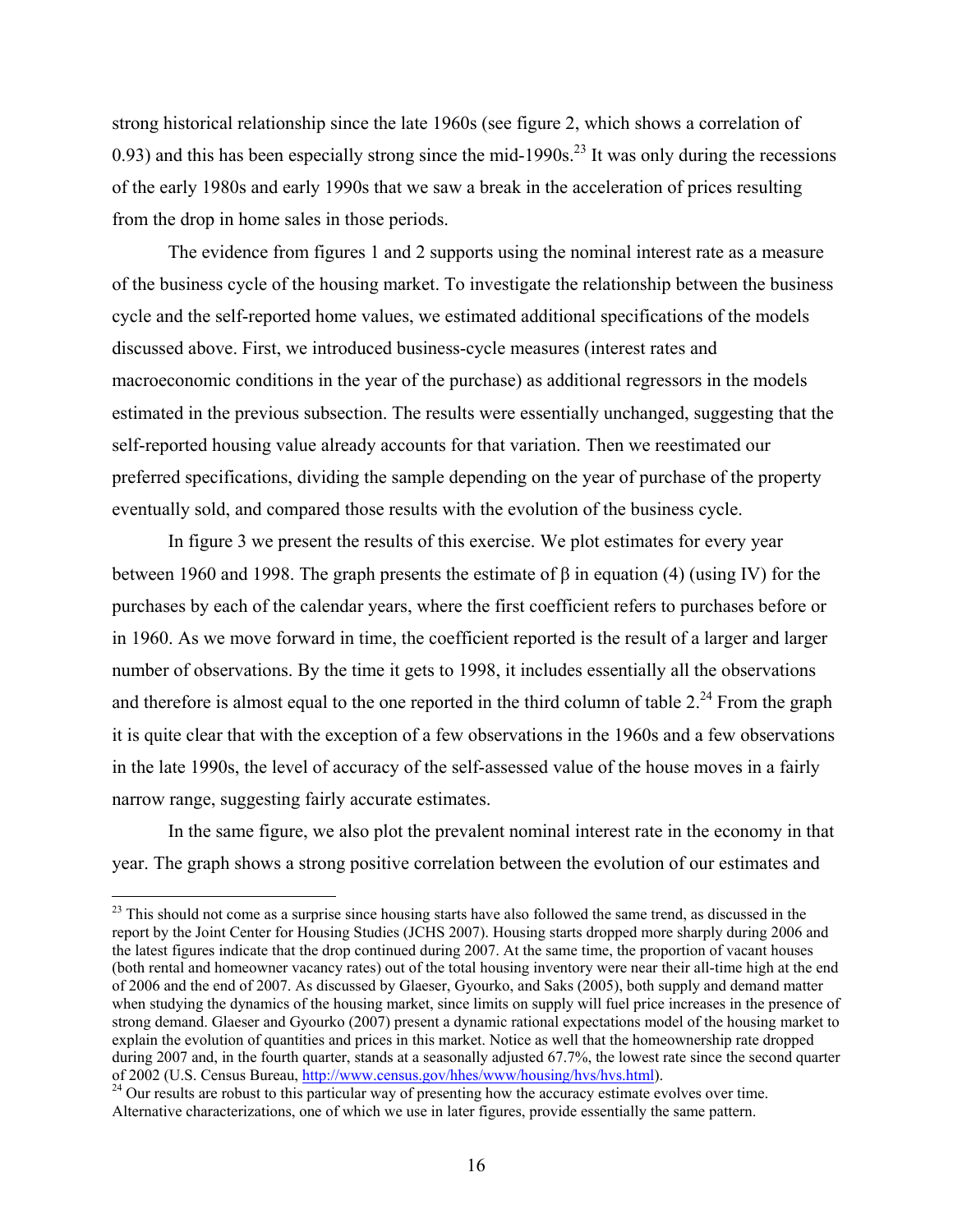strong historical relationship since the late 1960s (see figure 2, which shows a correlation of 0.93) and this has been especially strong since the mid-1990s.[23] It was only during the recessions of the early 1980s and early 1990s that we saw a break in the acceleration of prices resulting from the drop in home sales in those periods.

The evidence from figures 1 and 2 supports using the nominal interest rate as a measure of the business cycle of the housing market. To investigate the relationship between the business cycle and the self-reported home values, we estimated additional specifications of the models discussed above. First, we introduced business-cycle measures (interest rates and macroeconomic conditions in the year of the purchase) as additional regressors in the models estimated in the previous subsection. The results were essentially unchanged, suggesting that the self-reported housing value already accounts for that variation. Then we reestimated our preferred specifications, dividing the sample depending on the year of purchase of the property eventually sold, and compared those results with the evolution of the business cycle.

In figure 3 we present the results of this exercise. We plot estimates for every year between 1960 and 1998. The graph presents the estimate of $\beta$ in equation (4) (using IV) for the purchases by each of the calendar years, where the first coefficient refers to purchases before or in 1960. As we move forward in time, the coefficient reported is the result of a larger and larger number of observations. By the time it gets to 1998, it includes essentially all the observations and therefore is almost equal to the one reported in the third column of table 2.[24] From the graph it is quite clear that with the exception of a few observations in the 1960s and a few observations in the late 1990s, the level of accuracy of the self-assessed value of the house moves in a fairly narrow range, suggesting fairly accurate estimates.

In the same figure, we also plot the prevalent nominal interest rate in the economy in that year. The graph shows a strong positive correlation between the evolution of our estimates and

---

[23] This should not come as a surprise since housing starts have also followed the same trend, as discussed in the report by the Joint Center for Housing Studies (JCHS 2007). Housing starts dropped more sharply during 2006 and the latest figures indicate that the drop continued during 2007. At the same time, the proportion of vacant houses (both rental and homeowner vacancy rates) out of the total housing inventory were near their all-time high at the end of 2006 and the end of 2007. As discussed by Glaeser, Gyourko, and Saks (2005), both supply and demand matter when studying the dynamics of the housing market, since limits on supply will fuel price increases in the presence of strong demand. Glaeser and Gyourko (2007) present a dynamic rational expectations model of the housing market to explain the evolution of quantities and prices in this market. Notice as well that the homeownership rate dropped during 2007 and, in the fourth quarter, stands at a seasonally adjusted 67.7%, the lowest rate since the second quarter of 2002 (U.S. Census Bureau, http://www.census.gov/hhes/www/housing/hvs/hvs.html).

[24] Our results are robust to this particular way of presenting how the accuracy estimate evolves over time. Alternative characterizations, one of which we use in later figures, provide essentially the same pattern.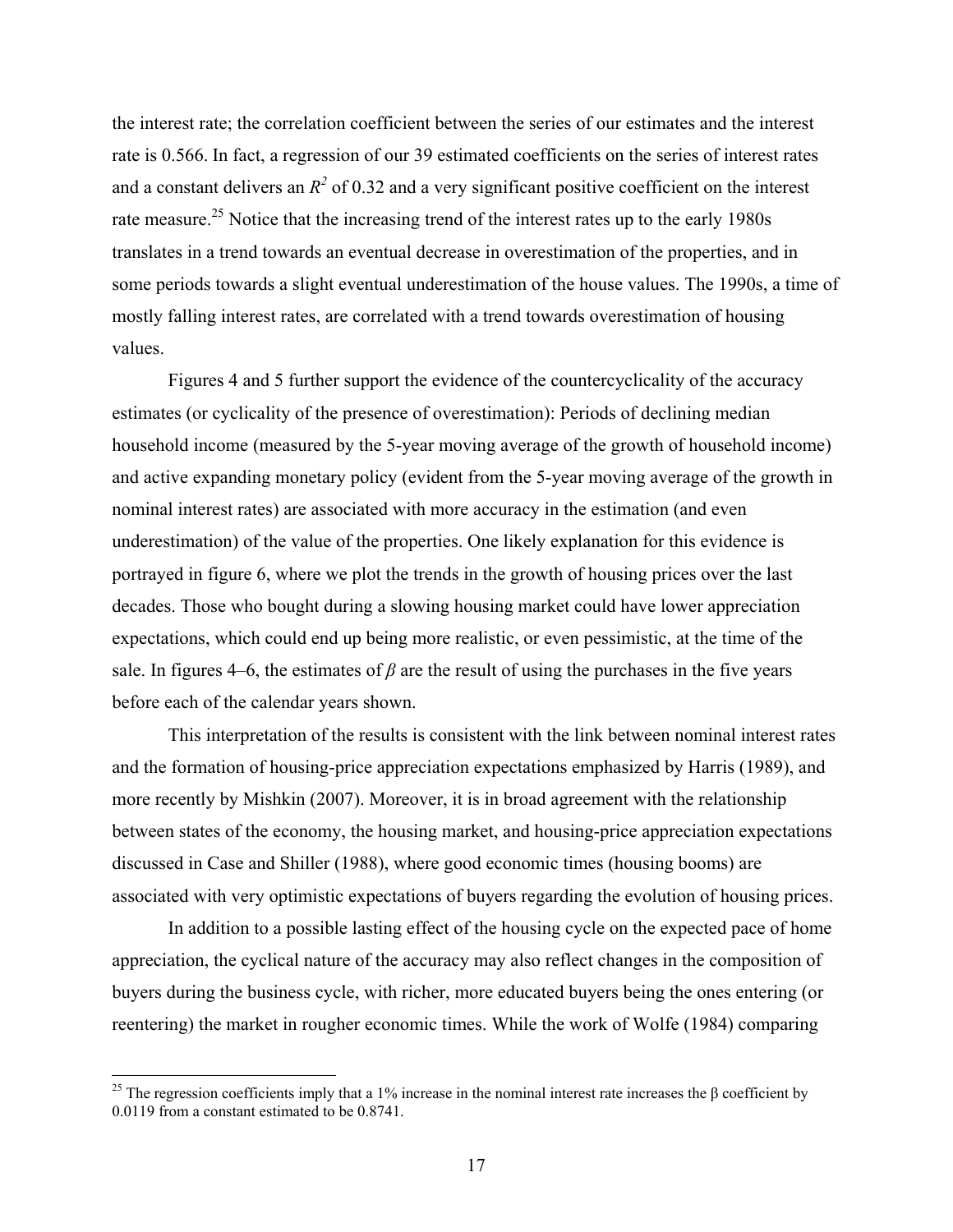the interest rate; the correlation coefficient between the series of our estimates and the interest rate is 0.566. In fact, a regression of our 39 estimated coefficients on the series of interest rates and a constant delivers an $R^2$ of 0.32 and a very significant positive coefficient on the interest rate measure.[25] Notice that the increasing trend of the interest rates up to the early 1980s translates in a trend towards an eventual decrease in overestimation of the properties, and in some periods towards a slight eventual underestimation of the house values. The 1990s, a time of mostly falling interest rates, are correlated with a trend towards overestimation of housing values.

Figures 4 and 5 further support the evidence of the countercyclicality of the accuracy estimates (or cyclicality of the presence of overestimation): Periods of declining median household income (measured by the 5-year moving average of the growth of household income) and active expanding monetary policy (evident from the 5-year moving average of the growth in nominal interest rates) are associated with more accuracy in the estimation (and even underestimation) of the value of the properties. One likely explanation for this evidence is portrayed in figure 6, where we plot the trends in the growth of housing prices over the last decades. Those who bought during a slowing housing market could have lower appreciation expectations, which could end up being more realistic, or even pessimistic, at the time of the sale. In figures 4–6, the estimates of $\beta$ are the result of using the purchases in the five years before each of the calendar years shown.

This interpretation of the results is consistent with the link between nominal interest rates and the formation of housing-price appreciation expectations emphasized by Harris (1989), and more recently by Mishkin (2007). Moreover, it is in broad agreement with the relationship between states of the economy, the housing market, and housing-price appreciation expectations discussed in Case and Shiller (1988), where good economic times (housing booms) are associated with very optimistic expectations of buyers regarding the evolution of housing prices.

In addition to a possible lasting effect of the housing cycle on the expected pace of home appreciation, the cyclical nature of the accuracy may also reflect changes in the composition of buyers during the business cycle, with richer, more educated buyers being the ones entering (or reentering) the market in rougher economic times. While the work of Wolfe (1984) comparing

[25] The regression coefficients imply that a 1% increase in the nominal interest rate increases the $\beta$ coefficient by 0.0119 from a constant estimated to be 0.8741.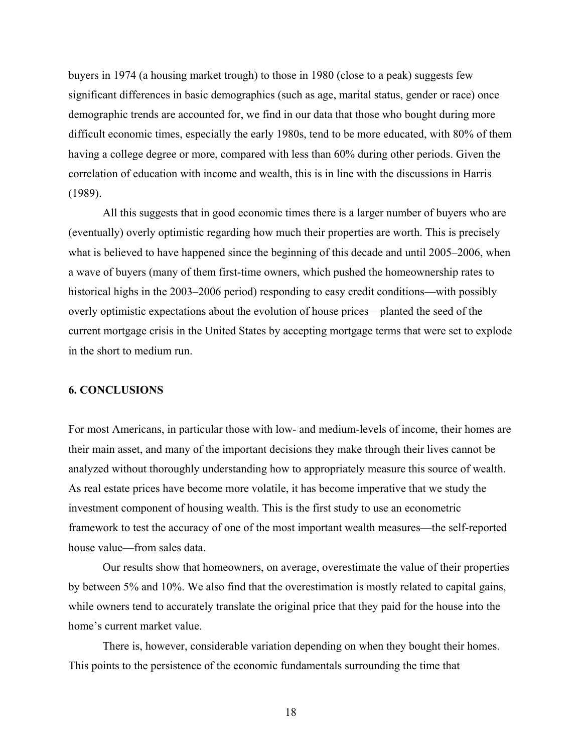buyers in 1974 (a housing market trough) to those in 1980 (close to a peak) suggests few significant differences in basic demographics (such as age, marital status, gender or race) once demographic trends are accounted for, we find in our data that those who bought during more difficult economic times, especially the early 1980s, tend to be more educated, with 80% of them having a college degree or more, compared with less than 60% during other periods. Given the correlation of education with income and wealth, this is in line with the discussions in Harris (1989).

All this suggests that in good economic times there is a larger number of buyers who are (eventually) overly optimistic regarding how much their properties are worth. This is precisely what is believed to have happened since the beginning of this decade and until 2005–2006, when a wave of buyers (many of them first-time owners, which pushed the homeownership rates to historical highs in the 2003–2006 period) responding to easy credit conditions—with possibly overly optimistic expectations about the evolution of house prices—planted the seed of the current mortgage crisis in the United States by accepting mortgage terms that were set to explode in the short to medium run.

## 6. CONCLUSIONS

For most Americans, in particular those with low- and medium-levels of income, their homes are their main asset, and many of the important decisions they make through their lives cannot be analyzed without thoroughly understanding how to appropriately measure this source of wealth. As real estate prices have become more volatile, it has become imperative that we study the investment component of housing wealth. This is the first study to use an econometric framework to test the accuracy of one of the most important wealth measures—the self-reported house value—from sales data.

Our results show that homeowners, on average, overestimate the value of their properties by between 5% and 10%. We also find that the overestimation is mostly related to capital gains, while owners tend to accurately translate the original price that they paid for the house into the home's current market value.

There is, however, considerable variation depending on when they bought their homes. This points to the persistence of the economic fundamentals surrounding the time that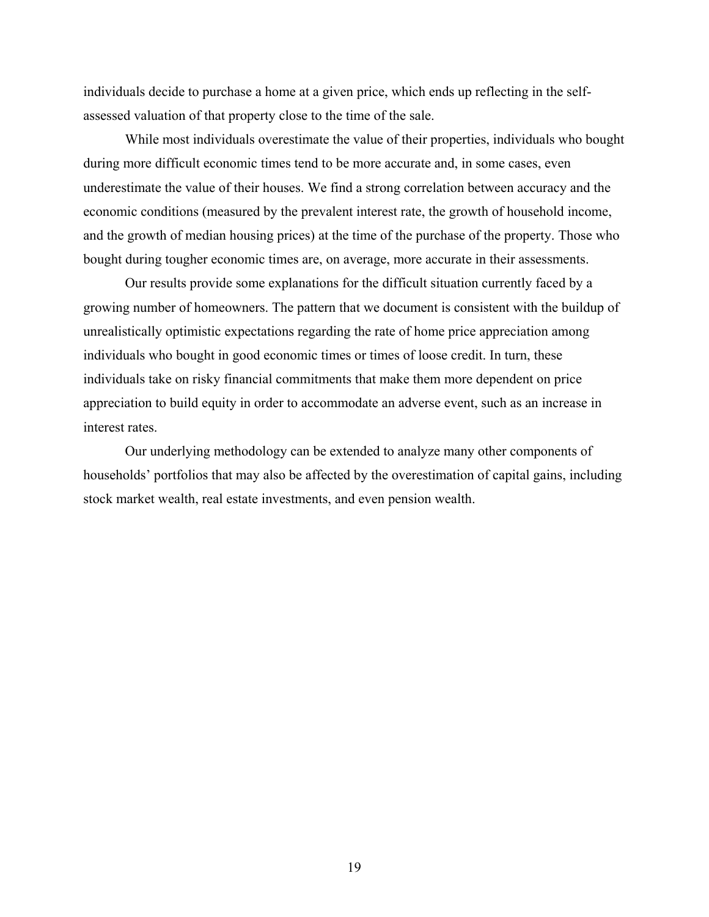individuals decide to purchase a home at a given price, which ends up reflecting in the self-assessed valuation of that property close to the time of the sale.

While most individuals overestimate the value of their properties, individuals who bought during more difficult economic times tend to be more accurate and, in some cases, even underestimate the value of their houses. We find a strong correlation between accuracy and the economic conditions (measured by the prevalent interest rate, the growth of household income, and the growth of median housing prices) at the time of the purchase of the property. Those who bought during tougher economic times are, on average, more accurate in their assessments.

Our results provide some explanations for the difficult situation currently faced by a growing number of homeowners. The pattern that we document is consistent with the buildup of unrealistically optimistic expectations regarding the rate of home price appreciation among individuals who bought in good economic times or times of loose credit. In turn, these individuals take on risky financial commitments that make them more dependent on price appreciation to build equity in order to accommodate an adverse event, such as an increase in interest rates.

Our underlying methodology can be extended to analyze many other components of households' portfolios that may also be affected by the overestimation of capital gains, including stock market wealth, real estate investments, and even pension wealth.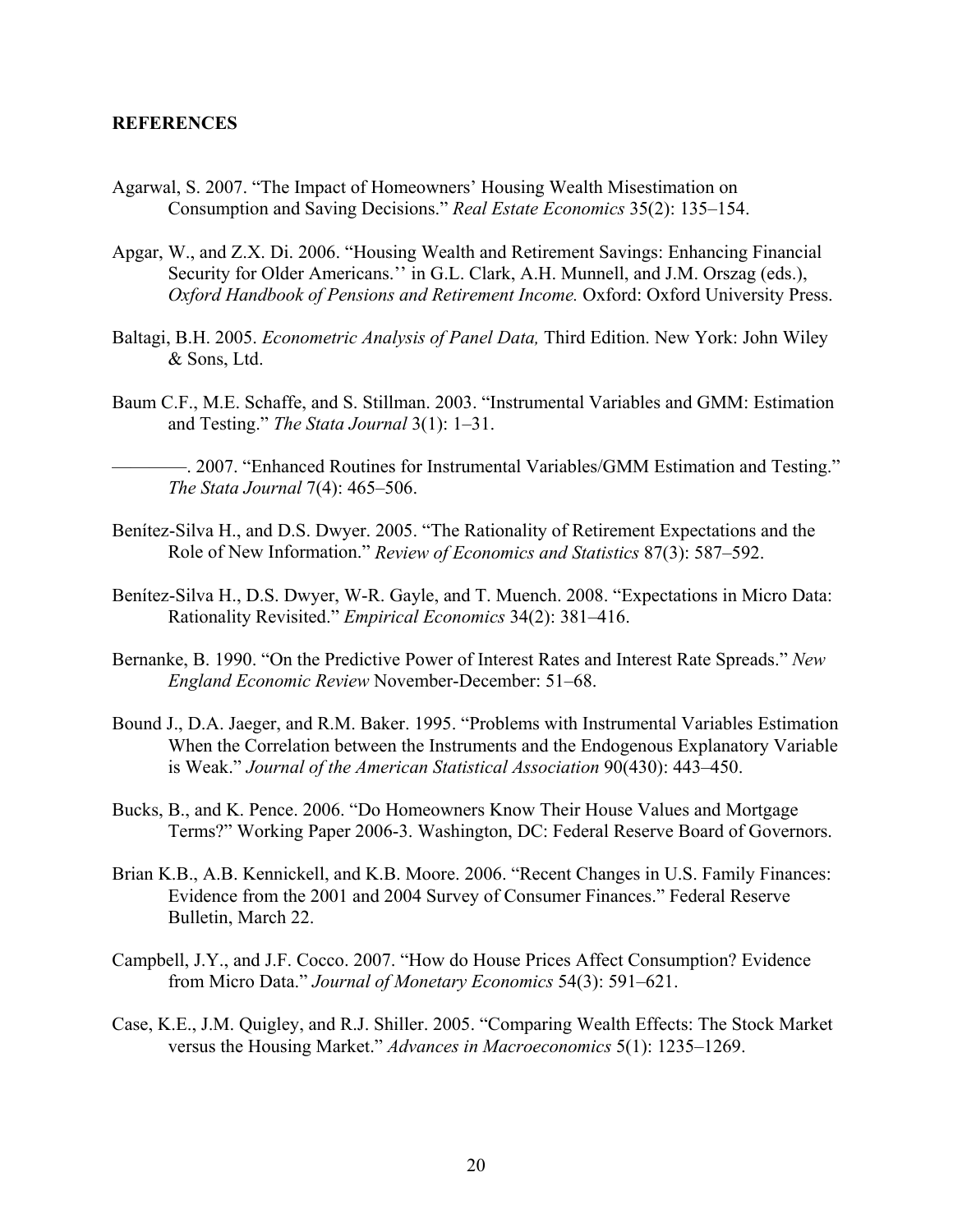## REFERENCES

Agarwal, S. 2007. "The Impact of Homeowners' Housing Wealth Misestimation on Consumption and Saving Decisions." *Real Estate Economics* 35(2): 135–154.

Apgar, W., and Z.X. Di. 2006. "Housing Wealth and Retirement Savings: Enhancing Financial Security for Older Americans.'' in G.L. Clark, A.H. Munnell, and J.M. Orszag (eds.), *Oxford Handbook of Pensions and Retirement Income.* Oxford: Oxford University Press.

Baltagi, B.H. 2005. *Econometric Analysis of Panel Data,* Third Edition. New York: John Wiley & Sons, Ltd.

Baum C.F., M.E. Schaffe, and S. Stillman. 2003. "Instrumental Variables and GMM: Estimation and Testing." *The Stata Journal* 3(1): 1–31.

————. 2007. "Enhanced Routines for Instrumental Variables/GMM Estimation and Testing." *The Stata Journal* 7(4): 465–506.

Benítez-Silva H., and D.S. Dwyer. 2005. "The Rationality of Retirement Expectations and the Role of New Information." *Review of Economics and Statistics* 87(3): 587–592.

Benítez-Silva H., D.S. Dwyer, W-R. Gayle, and T. Muench. 2008. "Expectations in Micro Data: Rationality Revisited." *Empirical Economics* 34(2): 381–416.

Bernanke, B. 1990. "On the Predictive Power of Interest Rates and Interest Rate Spreads." *New England Economic Review* November-December: 51–68.

Bound J., D.A. Jaeger, and R.M. Baker. 1995. "Problems with Instrumental Variables Estimation When the Correlation between the Instruments and the Endogenous Explanatory Variable is Weak." *Journal of the American Statistical Association* 90(430): 443–450.

Bucks, B., and K. Pence. 2006. "Do Homeowners Know Their House Values and Mortgage Terms?" Working Paper 2006-3. Washington, DC: Federal Reserve Board of Governors.

Brian K.B., A.B. Kennickell, and K.B. Moore. 2006. "Recent Changes in U.S. Family Finances: Evidence from the 2001 and 2004 Survey of Consumer Finances." Federal Reserve Bulletin, March 22.

Campbell, J.Y., and J.F. Cocco. 2007. "How do House Prices Affect Consumption? Evidence from Micro Data." *Journal of Monetary Economics* 54(3): 591–621.

Case, K.E., J.M. Quigley, and R.J. Shiller. 2005. "Comparing Wealth Effects: The Stock Market versus the Housing Market." *Advances in Macroeconomics* 5(1): 1235–1269.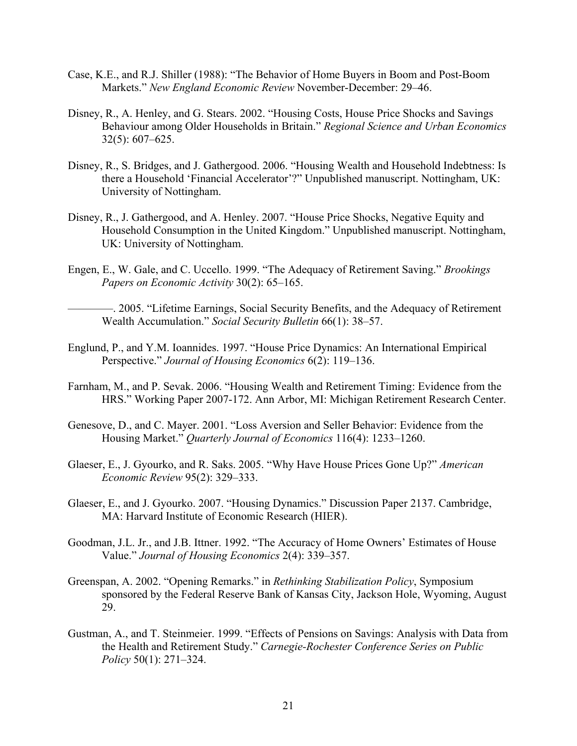Case, K.E., and R.J. Shiller (1988): "The Behavior of Home Buyers in Boom and Post-Boom Markets." *New England Economic Review* November-December: 29–46.

Disney, R., A. Henley, and G. Stears. 2002. "Housing Costs, House Price Shocks and Savings Behaviour among Older Households in Britain." *Regional Science and Urban Economics* 32(5): 607–625.

Disney, R., S. Bridges, and J. Gathergood. 2006. "Housing Wealth and Household Indebtness: Is there a Household 'Financial Accelerator'?" Unpublished manuscript. Nottingham, UK: University of Nottingham.

Disney, R., J. Gathergood, and A. Henley. 2007. "House Price Shocks, Negative Equity and Household Consumption in the United Kingdom." Unpublished manuscript. Nottingham, UK: University of Nottingham.

Engen, E., W. Gale, and C. Uccello. 1999. "The Adequacy of Retirement Saving." *Brookings Papers on Economic Activity* 30(2): 65–165.

————. 2005. "Lifetime Earnings, Social Security Benefits, and the Adequacy of Retirement Wealth Accumulation." *Social Security Bulletin* 66(1): 38–57.

Englund, P., and Y.M. Ioannides. 1997. "House Price Dynamics: An International Empirical Perspective." *Journal of Housing Economics* 6(2): 119–136.

Farnham, M., and P. Sevak. 2006. "Housing Wealth and Retirement Timing: Evidence from the HRS." Working Paper 2007-172. Ann Arbor, MI: Michigan Retirement Research Center.

Genesove, D., and C. Mayer. 2001. "Loss Aversion and Seller Behavior: Evidence from the Housing Market." *Quarterly Journal of Economics* 116(4): 1233–1260.

Glaeser, E., J. Gyourko, and R. Saks. 2005. "Why Have House Prices Gone Up?" *American Economic Review* 95(2): 329–333.

Glaeser, E., and J. Gyourko. 2007. "Housing Dynamics." Discussion Paper 2137. Cambridge, MA: Harvard Institute of Economic Research (HIER).

Goodman, J.L. Jr., and J.B. Ittner. 1992. "The Accuracy of Home Owners' Estimates of House Value." *Journal of Housing Economics* 2(4): 339–357.

Greenspan, A. 2002. "Opening Remarks." in *Rethinking Stabilization Policy*, Symposium sponsored by the Federal Reserve Bank of Kansas City, Jackson Hole, Wyoming, August 29.

Gustman, A., and T. Steinmeier. 1999. "Effects of Pensions on Savings: Analysis with Data from the Health and Retirement Study." *Carnegie-Rochester Conference Series on Public Policy* 50(1): 271–324.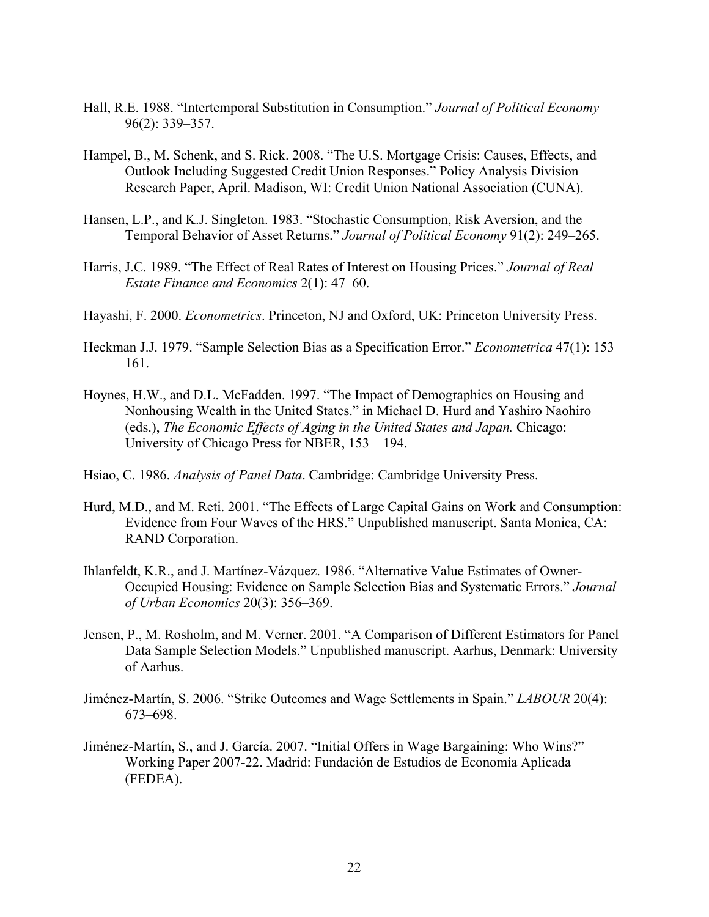Hall, R.E. 1988. "Intertemporal Substitution in Consumption." *Journal of Political Economy* 96(2): 339–357.

Hampel, B., M. Schenk, and S. Rick. 2008. "The U.S. Mortgage Crisis: Causes, Effects, and Outlook Including Suggested Credit Union Responses." Policy Analysis Division Research Paper, April. Madison, WI: Credit Union National Association (CUNA).

Hansen, L.P., and K.J. Singleton. 1983. "Stochastic Consumption, Risk Aversion, and the Temporal Behavior of Asset Returns." *Journal of Political Economy* 91(2): 249–265.

Harris, J.C. 1989. "The Effect of Real Rates of Interest on Housing Prices." *Journal of Real Estate Finance and Economics* 2(1): 47–60.

Hayashi, F. 2000. *Econometrics*. Princeton, NJ and Oxford, UK: Princeton University Press.

Heckman J.J. 1979. "Sample Selection Bias as a Specification Error." *Econometrica* 47(1): 153–161.

Hoynes, H.W., and D.L. McFadden. 1997. "The Impact of Demographics on Housing and Nonhousing Wealth in the United States." in Michael D. Hurd and Yashiro Naohiro (eds.), *The Economic Effects of Aging in the United States and Japan.* Chicago: University of Chicago Press for NBER, 153—194.

Hsiao, C. 1986. *Analysis of Panel Data*. Cambridge: Cambridge University Press.

Hurd, M.D., and M. Reti. 2001. "The Effects of Large Capital Gains on Work and Consumption: Evidence from Four Waves of the HRS." Unpublished manuscript. Santa Monica, CA: RAND Corporation.

Ihlanfeldt, K.R., and J. Martínez-Vázquez. 1986. "Alternative Value Estimates of Owner-Occupied Housing: Evidence on Sample Selection Bias and Systematic Errors." *Journal of Urban Economics* 20(3): 356–369.

Jensen, P., M. Rosholm, and M. Verner. 2001. "A Comparison of Different Estimators for Panel Data Sample Selection Models." Unpublished manuscript. Aarhus, Denmark: University of Aarhus.

Jiménez-Martín, S. 2006. "Strike Outcomes and Wage Settlements in Spain." *LABOUR* 20(4): 673–698.

Jiménez-Martín, S., and J. García. 2007. "Initial Offers in Wage Bargaining: Who Wins?" Working Paper 2007-22. Madrid: Fundación de Estudios de Economía Aplicada (FEDEA).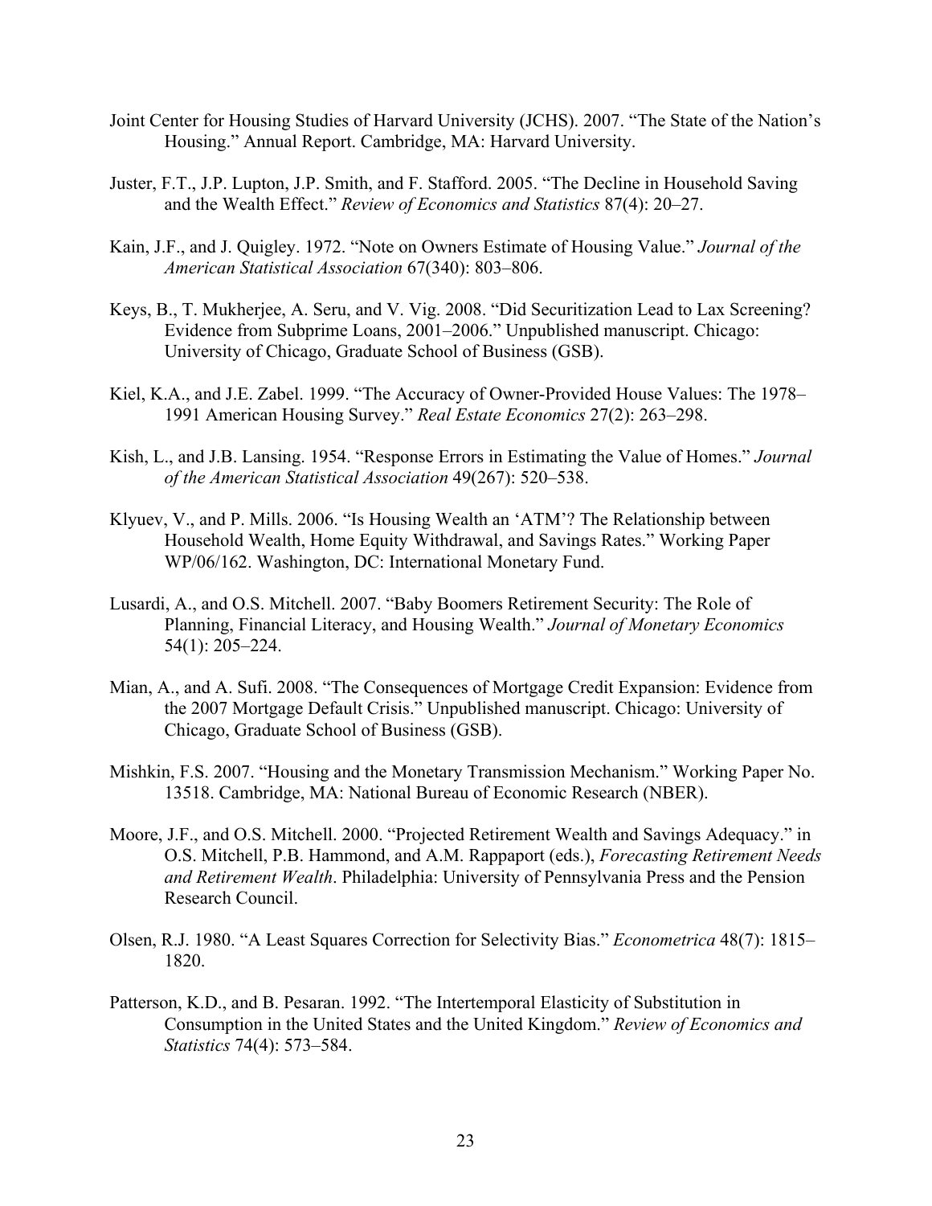Joint Center for Housing Studies of Harvard University (JCHS). 2007. "The State of the Nation's Housing." Annual Report. Cambridge, MA: Harvard University.

Juster, F.T., J.P. Lupton, J.P. Smith, and F. Stafford. 2005. "The Decline in Household Saving and the Wealth Effect." *Review of Economics and Statistics* 87(4): 20–27.

Kain, J.F., and J. Quigley. 1972. "Note on Owners Estimate of Housing Value." *Journal of the American Statistical Association* 67(340): 803–806.

Keys, B., T. Mukherjee, A. Seru, and V. Vig. 2008. "Did Securitization Lead to Lax Screening? Evidence from Subprime Loans, 2001–2006." Unpublished manuscript. Chicago: University of Chicago, Graduate School of Business (GSB).

Kiel, K.A., and J.E. Zabel. 1999. "The Accuracy of Owner-Provided House Values: The 1978–1991 American Housing Survey." *Real Estate Economics* 27(2): 263–298.

Kish, L., and J.B. Lansing. 1954. "Response Errors in Estimating the Value of Homes." *Journal of the American Statistical Association* 49(267): 520–538.

Klyuev, V., and P. Mills. 2006. "Is Housing Wealth an 'ATM'? The Relationship between Household Wealth, Home Equity Withdrawal, and Savings Rates." Working Paper WP/06/162. Washington, DC: International Monetary Fund.

Lusardi, A., and O.S. Mitchell. 2007. "Baby Boomers Retirement Security: The Role of Planning, Financial Literacy, and Housing Wealth." *Journal of Monetary Economics* 54(1): 205–224.

Mian, A., and A. Sufi. 2008. "The Consequences of Mortgage Credit Expansion: Evidence from the 2007 Mortgage Default Crisis." Unpublished manuscript. Chicago: University of Chicago, Graduate School of Business (GSB).

Mishkin, F.S. 2007. "Housing and the Monetary Transmission Mechanism." Working Paper No. 13518. Cambridge, MA: National Bureau of Economic Research (NBER).

Moore, J.F., and O.S. Mitchell. 2000. "Projected Retirement Wealth and Savings Adequacy." in O.S. Mitchell, P.B. Hammond, and A.M. Rappaport (eds.), *Forecasting Retirement Needs and Retirement Wealth*. Philadelphia: University of Pennsylvania Press and the Pension Research Council.

Olsen, R.J. 1980. "A Least Squares Correction for Selectivity Bias." *Econometrica* 48(7): 1815–1820.

Patterson, K.D., and B. Pesaran. 1992. "The Intertemporal Elasticity of Substitution in Consumption in the United States and the United Kingdom." *Review of Economics and Statistics* 74(4): 573–584.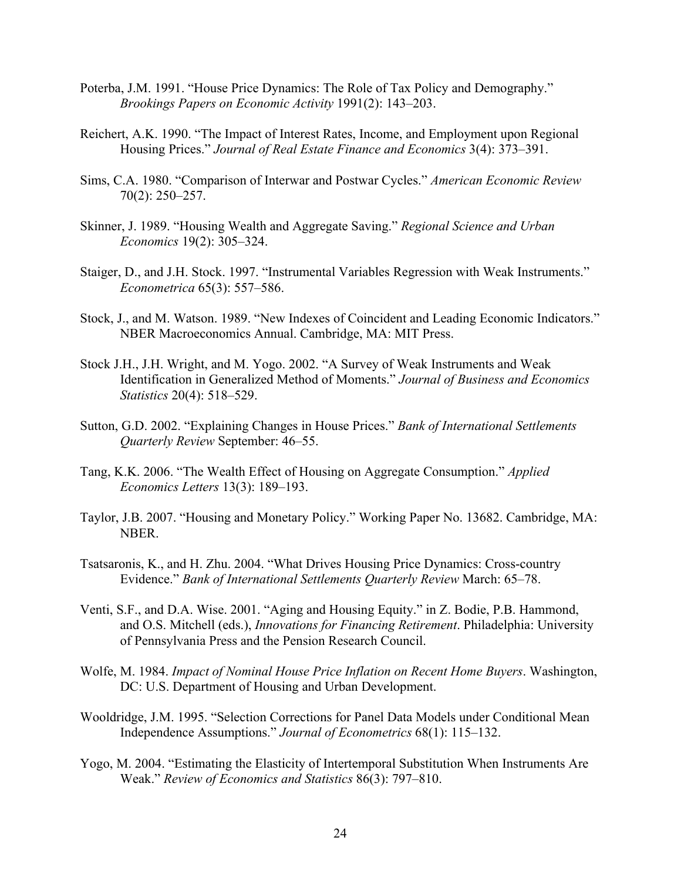Poterba, J.M. 1991. "House Price Dynamics: The Role of Tax Policy and Demography." *Brookings Papers on Economic Activity* 1991(2): 143–203.

Reichert, A.K. 1990. "The Impact of Interest Rates, Income, and Employment upon Regional Housing Prices." *Journal of Real Estate Finance and Economics* 3(4): 373–391.

Sims, C.A. 1980. "Comparison of Interwar and Postwar Cycles." *American Economic Review* 70(2): 250–257.

Skinner, J. 1989. "Housing Wealth and Aggregate Saving." *Regional Science and Urban Economics* 19(2): 305–324.

Staiger, D., and J.H. Stock. 1997. "Instrumental Variables Regression with Weak Instruments." *Econometrica* 65(3): 557–586.

Stock, J., and M. Watson. 1989. "New Indexes of Coincident and Leading Economic Indicators." NBER Macroeconomics Annual. Cambridge, MA: MIT Press.

Stock J.H., J.H. Wright, and M. Yogo. 2002. "A Survey of Weak Instruments and Weak Identification in Generalized Method of Moments." *Journal of Business and Economics Statistics* 20(4): 518–529.

Sutton, G.D. 2002. "Explaining Changes in House Prices." *Bank of International Settlements Quarterly Review* September: 46–55.

Tang, K.K. 2006. "The Wealth Effect of Housing on Aggregate Consumption." *Applied Economics Letters* 13(3): 189–193.

Taylor, J.B. 2007. "Housing and Monetary Policy." Working Paper No. 13682. Cambridge, MA: NBER.

Tsatsaronis, K., and H. Zhu. 2004. "What Drives Housing Price Dynamics: Cross-country Evidence." *Bank of International Settlements Quarterly Review* March: 65–78.

Venti, S.F., and D.A. Wise. 2001. "Aging and Housing Equity." in Z. Bodie, P.B. Hammond, and O.S. Mitchell (eds.), *Innovations for Financing Retirement*. Philadelphia: University of Pennsylvania Press and the Pension Research Council.

Wolfe, M. 1984. *Impact of Nominal House Price Inflation on Recent Home Buyers*. Washington, DC: U.S. Department of Housing and Urban Development.

Wooldridge, J.M. 1995. "Selection Corrections for Panel Data Models under Conditional Mean Independence Assumptions." *Journal of Econometrics* 68(1): 115–132.

Yogo, M. 2004. "Estimating the Elasticity of Intertemporal Substitution When Instruments Are Weak." *Review of Economics and Statistics* 86(3): 797–810.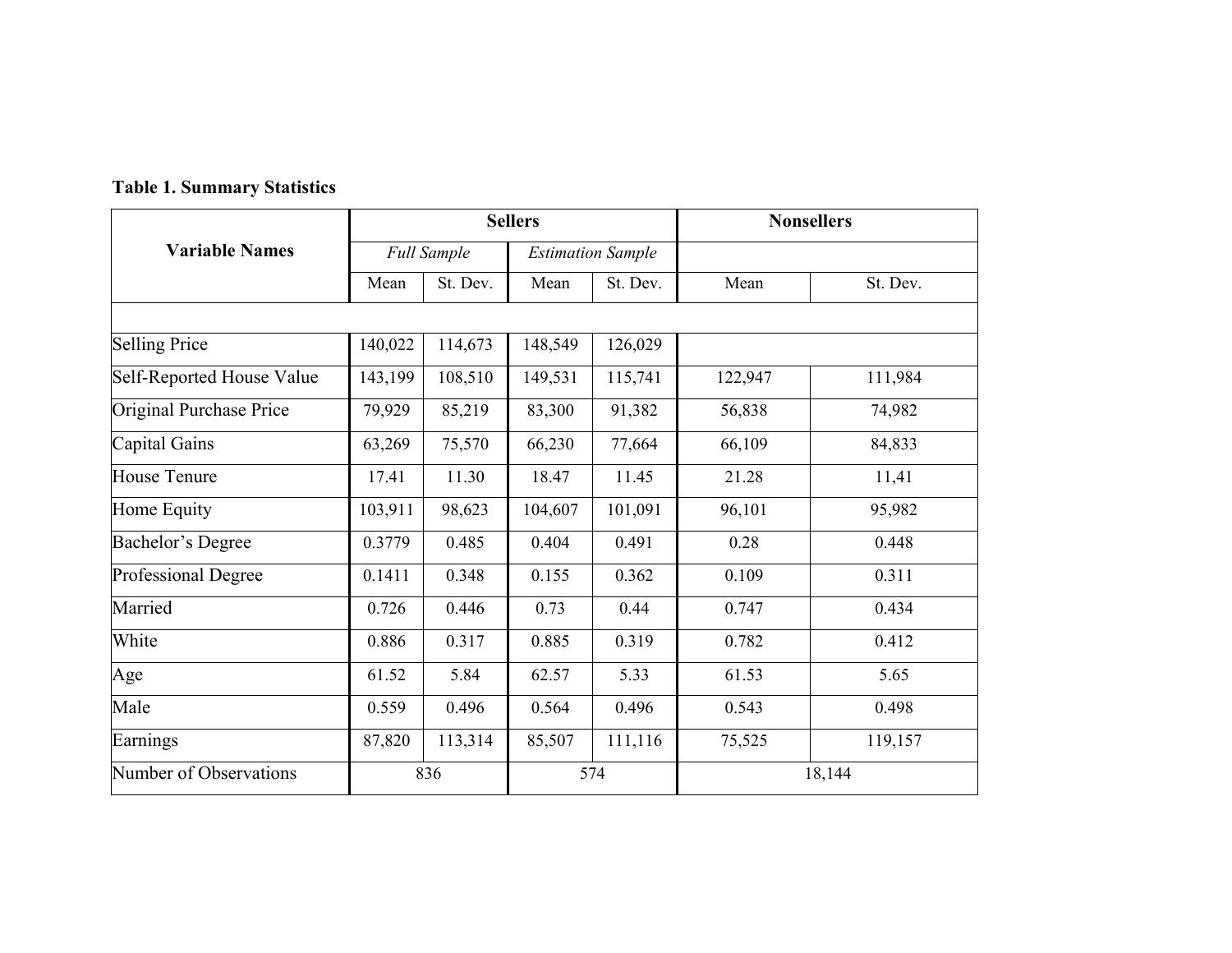**Table 1. Summary Statistics**

| Variable Names | Sellers | | | | Nonsellers | |
|---|---|---|---|---|---|---|
| | *Full Sample* | | *Estimation Sample* | | | |
| | Mean | St. Dev. | Mean | St. Dev. | Mean | St. Dev. |
| Selling Price | 140,022 | 114,673 | 148,549 | 126,029 | | |
| Self-Reported House Value | 143,199 | 108,510 | 149,531 | 115,741 | 122,947 | 111,984 |
| Original Purchase Price | 79,929 | 85,219 | 83,300 | 91,382 | 56,838 | 74,982 |
| Capital Gains | 63,269 | 75,570 | 66,230 | 77,664 | 66,109 | 84,833 |
| House Tenure | 17.41 | 11.30 | 18.47 | 11.45 | 21.28 | 11,41 |
| Home Equity | 103,911 | 98,623 | 104,607 | 101,091 | 96,101 | 95,982 |
| Bachelor's Degree | 0.3779 | 0.485 | 0.404 | 0.491 | 0.28 | 0.448 |
| Professional Degree | 0.1411 | 0.348 | 0.155 | 0.362 | 0.109 | 0.311 |
| Married | 0.726 | 0.446 | 0.73 | 0.44 | 0.747 | 0.434 |
| White | 0.886 | 0.317 | 0.885 | 0.319 | 0.782 | 0.412 |
| Age | 61.52 | 5.84 | 62.57 | 5.33 | 61.53 | 5.65 |
| Male | 0.559 | 0.496 | 0.564 | 0.496 | 0.543 | 0.498 |
| Earnings | 87,820 | 113,314 | 85,507 | 111,116 | 75,525 | 119,157 |
| Number of Observations | 836 | | 574 | | 18,144 | |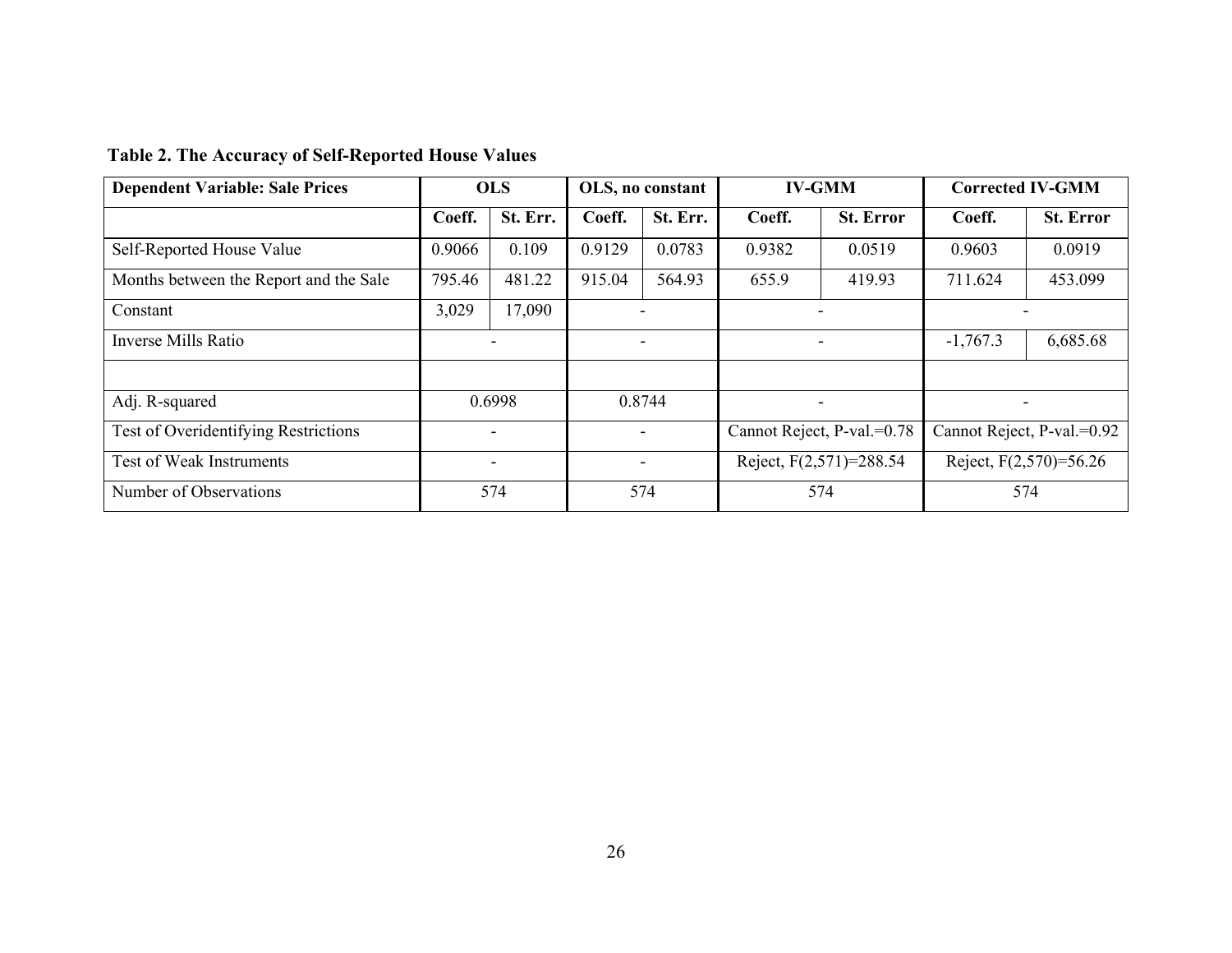**Table 2. The Accuracy of Self-Reported House Values**

| Dependent Variable: Sale Prices | OLS | | OLS, no constant | | IV-GMM | | Corrected IV-GMM | |
|---|---|---|---|---|---|---|---|---|
| | Coeff. | St. Err. | Coeff. | St. Err. | Coeff. | St. Error | Coeff. | St. Error |
| Self-Reported House Value | 0.9066 | 0.109 | 0.9129 | 0.0783 | 0.9382 | 0.0519 | 0.9603 | 0.0919 |
| Months between the Report and the Sale | 795.46 | 481.22 | 915.04 | 564.93 | 655.9 | 419.93 | 711.624 | 453.099 |
| Constant | 3,029 | 17,090 | - | | - | | - | |
| Inverse Mills Ratio | - | | - | | - | | -1,767.3 | 6,685.68 |
| | | | | | | | | |
| Adj. R-squared | 0.6998 | | 0.8744 | | - | | - | |
| Test of Overidentifying Restrictions | - | | - | | Cannot Reject, P-val.=0.78 | | Cannot Reject, P-val.=0.92 | |
| Test of Weak Instruments | - | | - | | Reject, $F(2,571)=288.54$ | | Reject, $F(2,570)=56.26$ | |
| Number of Observations | 574 | | 574 | | 574 | | 574 | |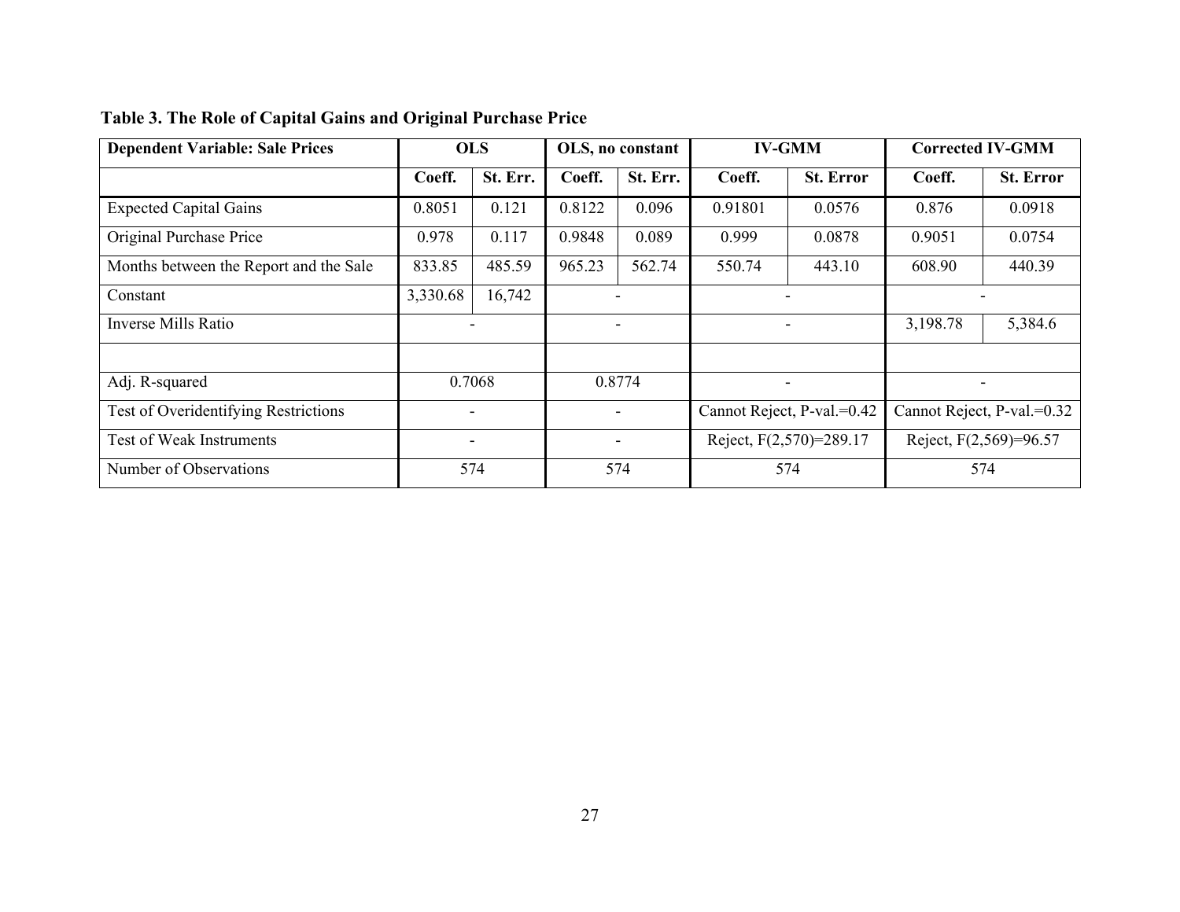**Table 3. The Role of Capital Gains and Original Purchase Price**

| Dependent Variable: Sale Prices | OLS | | OLS, no constant | | IV-GMM | | Corrected IV-GMM | |
|---|---|---|---|---|---|---|---|---|
| | Coeff. | St. Err. | Coeff. | St. Err. | Coeff. | St. Error | Coeff. | St. Error |
| Expected Capital Gains | 0.8051 | 0.121 | 0.8122 | 0.096 | 0.91801 | 0.0576 | 0.876 | 0.0918 |
| Original Purchase Price | 0.978 | 0.117 | 0.9848 | 0.089 | 0.999 | 0.0878 | 0.9051 | 0.0754 |
| Months between the Report and the Sale | 833.85 | 485.59 | 965.23 | 562.74 | 550.74 | 443.10 | 608.90 | 440.39 |
| Constant | 3,330.68 | 16,742 | - | | - | | - | |
| Inverse Mills Ratio | - | | - | | - | | 3,198.78 | 5,384.6 |
| | | | | | | | | |
| Adj. R-squared | 0.7068 | | 0.8774 | | - | | - | |
| Test of Overidentifying Restrictions | - | | - | | Cannot Reject, P-val.=0.42 | | Cannot Reject, P-val.=0.32 | |
| Test of Weak Instruments | - | | - | | Reject, F(2,570)=289.17 | | Reject, F(2,569)=96.57 | |
| Number of Observations | 574 | | 574 | | 574 | | 574 | |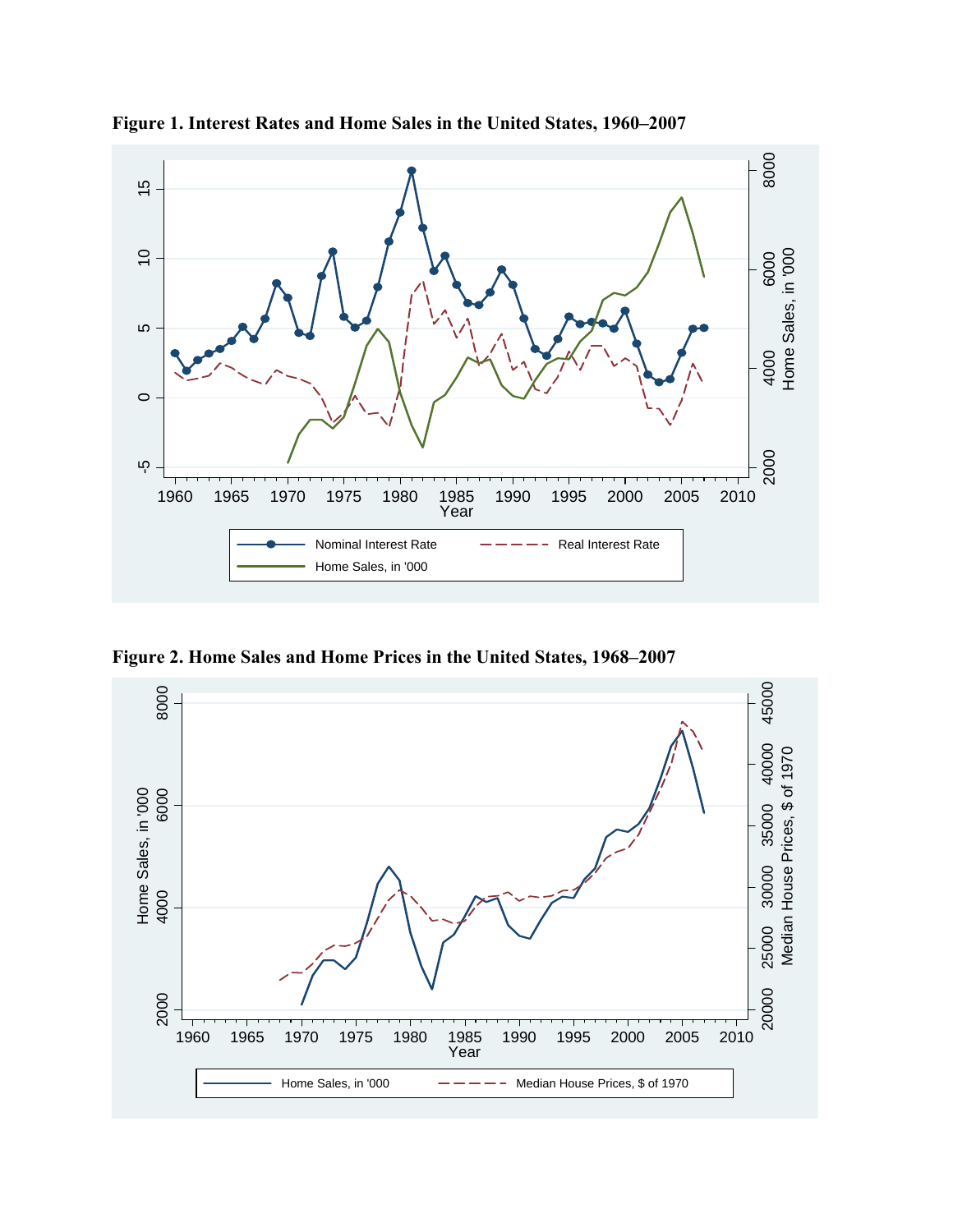**Figure 1. Interest Rates and Home Sales in the United States, 1960–2007**

**Figure 2. Home Sales and Home Prices in the United States, 1968–2007**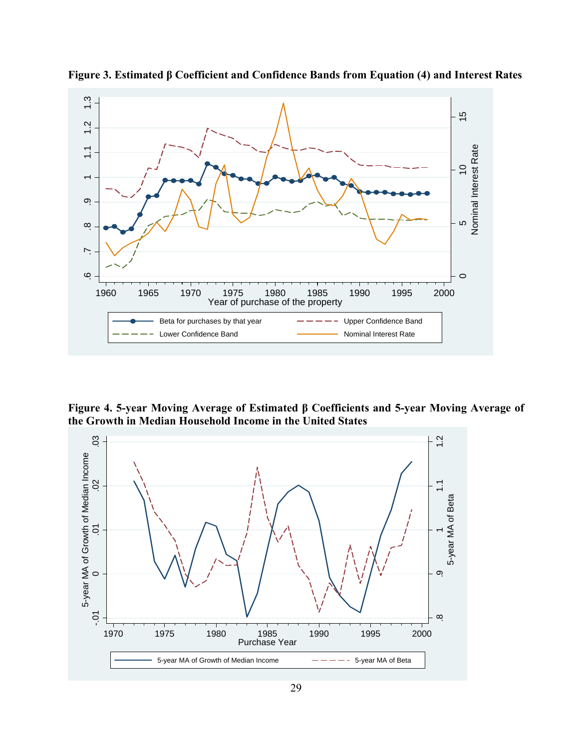**Figure 3. Estimated β Coefficient and Confidence Bands from Equation (4) and Interest Rates**

**Figure 4. 5-year Moving Average of Estimated β Coefficients and 5-year Moving Average of the Growth in Median Household Income in the United States**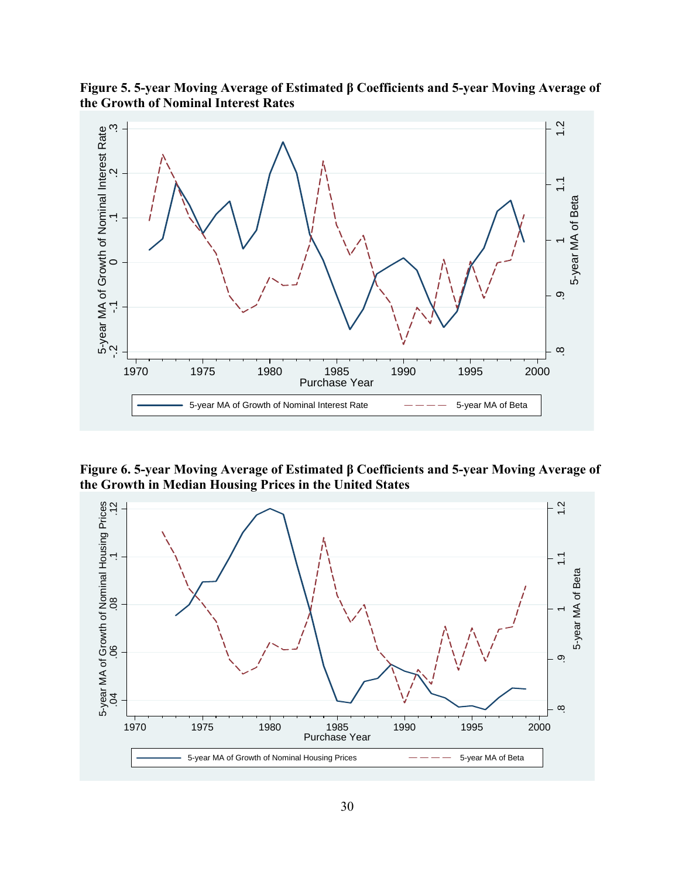**Figure 5. 5-year Moving Average of Estimated β Coefficients and 5-year Moving Average of the Growth of Nominal Interest Rates**

5-year MA of Growth of Nominal Interest Rate

-.2
-.1
0
.1
.2
.3

5-year MA of Beta

.8
.9
1
1.1
1.2

1970
1975
1980
1985
1990
1995
2000

Purchase Year

5-year MA of Growth of Nominal Interest Rate
5-year MA of Beta

**Figure 6. 5-year Moving Average of Estimated β Coefficients and 5-year Moving Average of the Growth in Median Housing Prices in the United States**

5-year MA of Growth of Nominal Housing Prices

.04
.06
.08
.1
.12

5-year MA of Beta

.8
.9
1
1.1
1.2

1970
1975
1980
1985
1990
1995
2000

Purchase Year

5-year MA of Growth of Nominal Housing Prices
5-year MA of Beta